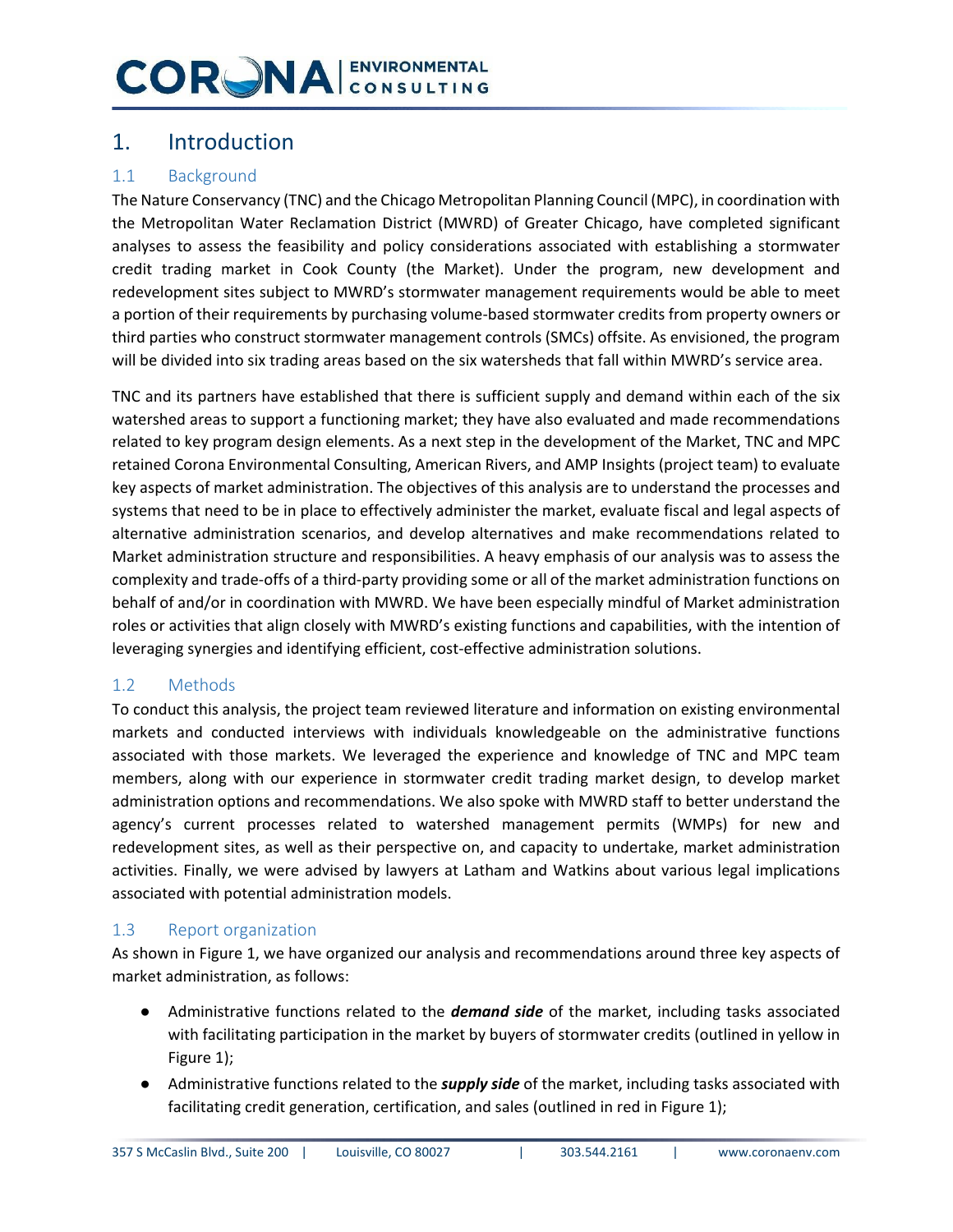# 1. Introduction

## 1.1 Background

The Nature Conservancy (TNC) and the Chicago Metropolitan Planning Council (MPC), in coordination with the Metropolitan Water Reclamation District (MWRD) of Greater Chicago, have completed significant analyses to assess the feasibility and policy considerations associated with establishing a stormwater credit trading market in Cook County (the Market). Under the program, new development and redevelopment sites subject to MWRD's stormwater management requirements would be able to meet a portion of their requirements by purchasing volume-based stormwater credits from property owners or third parties who construct stormwater management controls (SMCs) offsite. As envisioned, the program will be divided into six trading areas based on the six watersheds that fall within MWRD's service area.

TNC and its partners have established that there is sufficient supply and demand within each of the six watershed areas to support a functioning market; they have also evaluated and made recommendations related to key program design elements. As a next step in the development of the Market, TNC and MPC retained Corona Environmental Consulting, American Rivers, and AMP Insights (project team) to evaluate key aspects of market administration. The objectives of this analysis are to understand the processes and systems that need to be in place to effectively administer the market, evaluate fiscal and legal aspects of alternative administration scenarios, and develop alternatives and make recommendations related to Market administration structure and responsibilities. A heavy emphasis of our analysis was to assess the complexity and trade-offs of a third-party providing some or all of the market administration functions on behalf of and/or in coordination with MWRD. We have been especially mindful of Market administration roles or activities that align closely with MWRD's existing functions and capabilities, with the intention of leveraging synergies and identifying efficient, cost-effective administration solutions.

## 1.2 Methods

To conduct this analysis, the project team reviewed literature and information on existing environmental markets and conducted interviews with individuals knowledgeable on the administrative functions associated with those markets. We leveraged the experience and knowledge of TNC and MPC team members, along with our experience in stormwater credit trading market design, to develop market administration options and recommendations. We also spoke with MWRD staff to better understand the agency's current processes related to watershed management permits (WMPs) for new and redevelopment sites, as well as their perspective on, and capacity to undertake, market administration activities. Finally, we were advised by lawyers at Latham and Watkins about various legal implications associated with potential administration models.

## 1.3 Report organization

As shown in Figure 1, we have organized our analysis and recommendations around three key aspects of market administration, as follows:

- Administrative functions related to the ***demand side*** of the market, including tasks associated with facilitating participation in the market by buyers of stormwater credits (outlined in yellow in Figure 1);
- Administrative functions related to the ***supply side*** of the market, including tasks associated with facilitating credit generation, certification, and sales (outlined in red in Figure 1);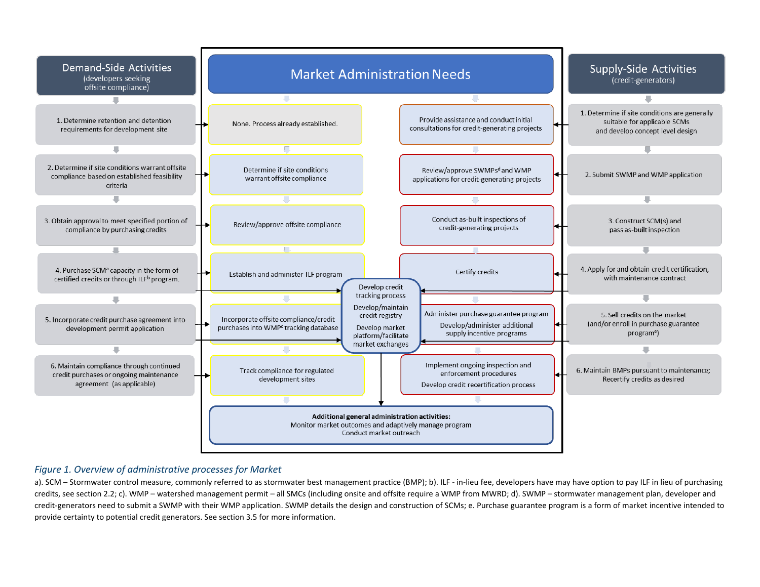| Demand-Side Activities (developers seeking offsite compliance) | Market Administration Needs | | Supply-Side Activities (credit-generators) |
|---|---|---|---|
| 1. Determine retention and detention requirements for development site | None. Process already established. | Provide assistance and conduct initial consultations for credit-generating projects | 1. Determine if site conditions are generally suitable for applicable SCMs and develop concept level design |
| 2. Determine if site conditions warrant offsite compliance based on established feasibility criteria | Determine if site conditions warrant offsite compliance | Review/approve SWMPs[d] and WMP applications for credit-generating projects | 2. Submit SWMP and WMP application |
| 3. Obtain approval to meet specified portion of compliance by purchasing credits | Review/approve offsite compliance | Conduct as-built inspections of credit-generating projects | 3. Construct SCM(s) and pass as-built inspection |
| 4. Purchase SCM[a] capacity in the form of certified credits or through ILF[b] program. | Establish and administer ILF program | Certify credits | 4. Apply for and obtain credit certification, with maintenance contract |
| | Develop credit tracking process; Develop/maintain credit registry; Develop market platform/facilitate market exchanges | | |
| 5. Incorporate credit purchase agreement into development permit application | Incorporate offsite compliance/credit purchases into WMP[c] tracking database | Administer purchase guarantee program; Develop/administer additional supply incentive programs | 5. Sell credits on the market (and/or enroll in purchase guarantee program[e]) |
| 6. Maintain compliance through continued credit purchases or ongoing maintenance agreement (as applicable) | Track compliance for regulated development sites | Implement ongoing inspection and enforcement procedures; Develop credit recertification process | 6. Maintain BMPs pursuant to maintenance; Recertify credits as desired |
| | **Additional general administration activities:** Monitor market outcomes and adaptively manage program; Conduct market outreach | | |

*Figure 1. Overview of administrative processes for Market*

a). SCM – Stormwater control measure, commonly referred to as stormwater best management practice (BMP); b). ILF - in-lieu fee, developers have may have option to pay ILF in lieu of purchasing credits, see section 2.2; c). WMP – watershed management permit – all SMCs (including onsite and offsite require a WMP from MWRD; d). SWMP – stormwater management plan, developer and credit-generators need to submit a SWMP with their WMP application. SWMP details the design and construction of SCMs; e. Purchase guarantee program is a form of market incentive intended to provide certainty to potential credit generators. See section 3.5 for more information.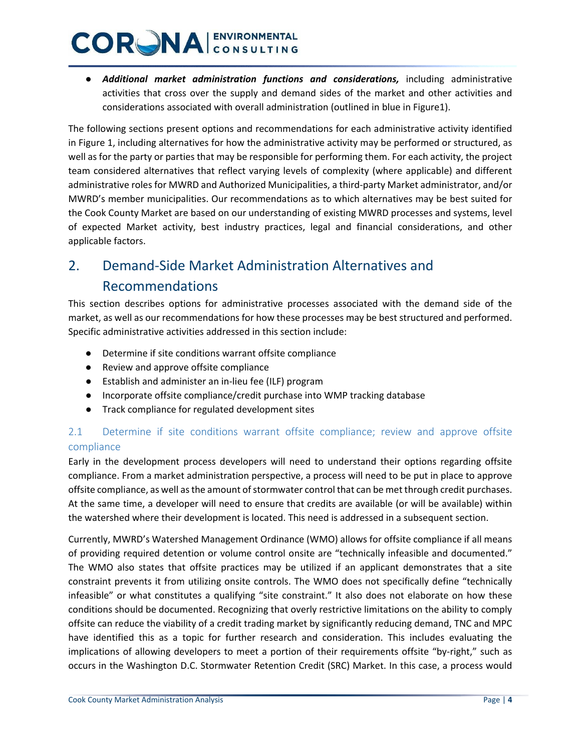- ***Additional market administration functions and considerations,*** including administrative activities that cross over the supply and demand sides of the market and other activities and considerations associated with overall administration (outlined in blue in Figure1).

The following sections present options and recommendations for each administrative activity identified in Figure 1, including alternatives for how the administrative activity may be performed or structured, as well as for the party or parties that may be responsible for performing them. For each activity, the project team considered alternatives that reflect varying levels of complexity (where applicable) and different administrative roles for MWRD and Authorized Municipalities, a third-party Market administrator, and/or MWRD's member municipalities. Our recommendations as to which alternatives may be best suited for the Cook County Market are based on our understanding of existing MWRD processes and systems, level of expected Market activity, best industry practices, legal and financial considerations, and other applicable factors.

# 2. Demand-Side Market Administration Alternatives and Recommendations

This section describes options for administrative processes associated with the demand side of the market, as well as our recommendations for how these processes may be best structured and performed. Specific administrative activities addressed in this section include:

- Determine if site conditions warrant offsite compliance
- Review and approve offsite compliance
- Establish and administer an in-lieu fee (ILF) program
- Incorporate offsite compliance/credit purchase into WMP tracking database
- Track compliance for regulated development sites

## 2.1 Determine if site conditions warrant offsite compliance; review and approve offsite compliance

Early in the development process developers will need to understand their options regarding offsite compliance. From a market administration perspective, a process will need to be put in place to approve offsite compliance, as well as the amount of stormwater control that can be met through credit purchases. At the same time, a developer will need to ensure that credits are available (or will be available) within the watershed where their development is located. This need is addressed in a subsequent section.

Currently, MWRD's Watershed Management Ordinance (WMO) allows for offsite compliance if all means of providing required detention or volume control onsite are "technically infeasible and documented." The WMO also states that offsite practices may be utilized if an applicant demonstrates that a site constraint prevents it from utilizing onsite controls. The WMO does not specifically define "technically infeasible" or what constitutes a qualifying "site constraint." It also does not elaborate on how these conditions should be documented. Recognizing that overly restrictive limitations on the ability to comply offsite can reduce the viability of a credit trading market by significantly reducing demand, TNC and MPC have identified this as a topic for further research and consideration. This includes evaluating the implications of allowing developers to meet a portion of their requirements offsite "by-right," such as occurs in the Washington D.C. Stormwater Retention Credit (SRC) Market. In this case, a process would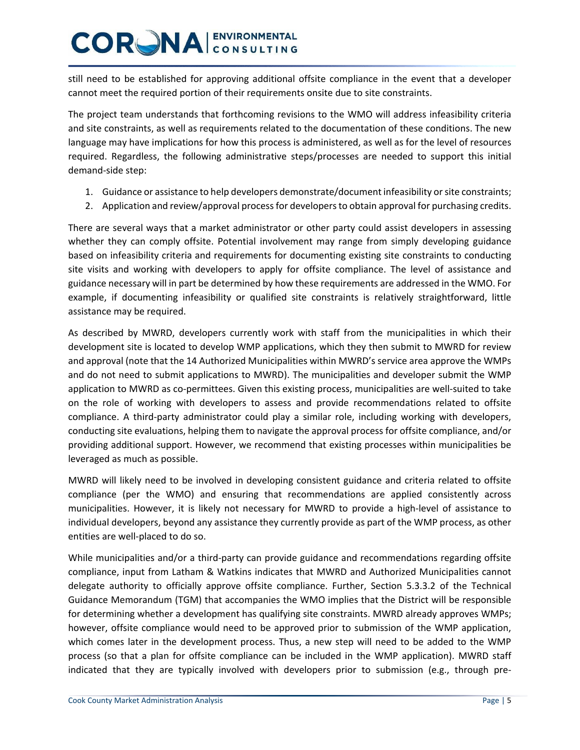still need to be established for approving additional offsite compliance in the event that a developer cannot meet the required portion of their requirements onsite due to site constraints.

The project team understands that forthcoming revisions to the WMO will address infeasibility criteria and site constraints, as well as requirements related to the documentation of these conditions. The new language may have implications for how this process is administered, as well as for the level of resources required. Regardless, the following administrative steps/processes are needed to support this initial demand-side step:

1. Guidance or assistance to help developers demonstrate/document infeasibility or site constraints;
2. Application and review/approval process for developers to obtain approval for purchasing credits.

There are several ways that a market administrator or other party could assist developers in assessing whether they can comply offsite. Potential involvement may range from simply developing guidance based on infeasibility criteria and requirements for documenting existing site constraints to conducting site visits and working with developers to apply for offsite compliance. The level of assistance and guidance necessary will in part be determined by how these requirements are addressed in the WMO. For example, if documenting infeasibility or qualified site constraints is relatively straightforward, little assistance may be required.

As described by MWRD, developers currently work with staff from the municipalities in which their development site is located to develop WMP applications, which they then submit to MWRD for review and approval (note that the 14 Authorized Municipalities within MWRD's service area approve the WMPs and do not need to submit applications to MWRD). The municipalities and developer submit the WMP application to MWRD as co-permittees. Given this existing process, municipalities are well-suited to take on the role of working with developers to assess and provide recommendations related to offsite compliance. A third-party administrator could play a similar role, including working with developers, conducting site evaluations, helping them to navigate the approval process for offsite compliance, and/or providing additional support. However, we recommend that existing processes within municipalities be leveraged as much as possible.

MWRD will likely need to be involved in developing consistent guidance and criteria related to offsite compliance (per the WMO) and ensuring that recommendations are applied consistently across municipalities. However, it is likely not necessary for MWRD to provide a high-level of assistance to individual developers, beyond any assistance they currently provide as part of the WMP process, as other entities are well-placed to do so.

While municipalities and/or a third-party can provide guidance and recommendations regarding offsite compliance, input from Latham & Watkins indicates that MWRD and Authorized Municipalities cannot delegate authority to officially approve offsite compliance. Further, Section 5.3.3.2 of the Technical Guidance Memorandum (TGM) that accompanies the WMO implies that the District will be responsible for determining whether a development has qualifying site constraints. MWRD already approves WMPs; however, offsite compliance would need to be approved prior to submission of the WMP application, which comes later in the development process. Thus, a new step will need to be added to the WMP process (so that a plan for offsite compliance can be included in the WMP application). MWRD staff indicated that they are typically involved with developers prior to submission (e.g., through pre-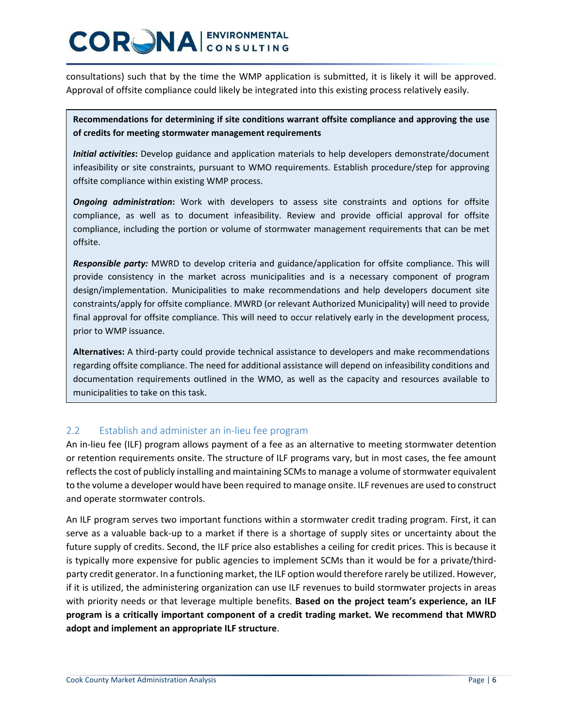consultations) such that by the time the WMP application is submitted, it is likely it will be approved. Approval of offsite compliance could likely be integrated into this existing process relatively easily.

> **Recommendations for determining if site conditions warrant offsite compliance and approving the use of credits for meeting stormwater management requirements**
>
> ***Initial activities*:** Develop guidance and application materials to help developers demonstrate/document infeasibility or site constraints, pursuant to WMO requirements. Establish procedure/step for approving offsite compliance within existing WMP process.
>
> ***Ongoing administration*:** Work with developers to assess site constraints and options for offsite compliance, as well as to document infeasibility. Review and provide official approval for offsite compliance, including the portion or volume of stormwater management requirements that can be met offsite.
>
> ***Responsible party:*** MWRD to develop criteria and guidance/application for offsite compliance. This will provide consistency in the market across municipalities and is a necessary component of program design/implementation. Municipalities to make recommendations and help developers document site constraints/apply for offsite compliance. MWRD (or relevant Authorized Municipality) will need to provide final approval for offsite compliance. This will need to occur relatively early in the development process, prior to WMP issuance.
>
> **Alternatives:** A third-party could provide technical assistance to developers and make recommendations regarding offsite compliance. The need for additional assistance will depend on infeasibility conditions and documentation requirements outlined in the WMO, as well as the capacity and resources available to municipalities to take on this task.

## 2.2 Establish and administer an in-lieu fee program

An in-lieu fee (ILF) program allows payment of a fee as an alternative to meeting stormwater detention or retention requirements onsite. The structure of ILF programs vary, but in most cases, the fee amount reflects the cost of publicly installing and maintaining SCMs to manage a volume of stormwater equivalent to the volume a developer would have been required to manage onsite. ILF revenues are used to construct and operate stormwater controls.

An ILF program serves two important functions within a stormwater credit trading program. First, it can serve as a valuable back-up to a market if there is a shortage of supply sites or uncertainty about the future supply of credits. Second, the ILF price also establishes a ceiling for credit prices. This is because it is typically more expensive for public agencies to implement SCMs than it would be for a private/third-party credit generator. In a functioning market, the ILF option would therefore rarely be utilized. However, if it is utilized, the administering organization can use ILF revenues to build stormwater projects in areas with priority needs or that leverage multiple benefits. **Based on the project team's experience, an ILF program is a critically important component of a credit trading market. We recommend that MWRD adopt and implement an appropriate ILF structure**.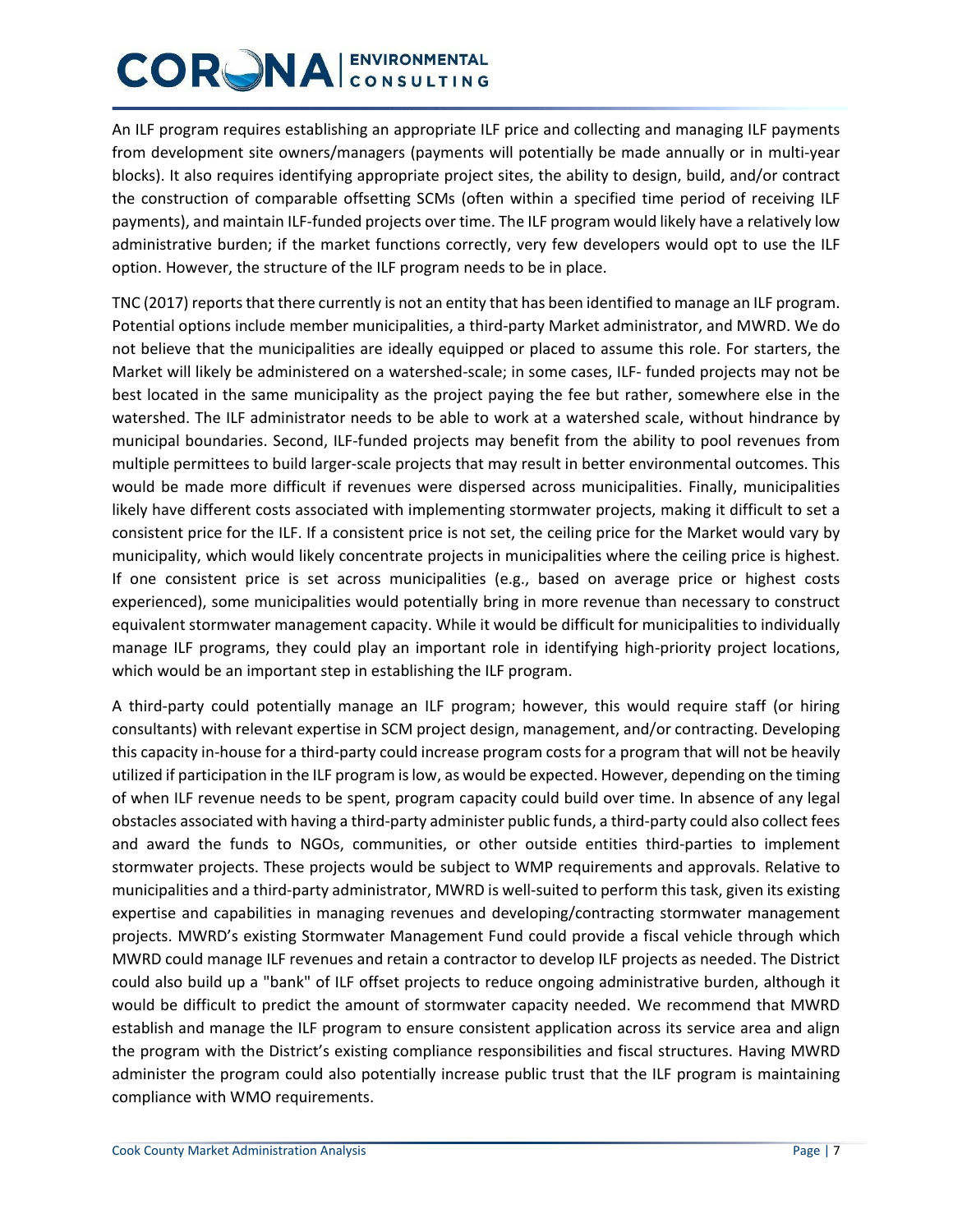An ILF program requires establishing an appropriate ILF price and collecting and managing ILF payments from development site owners/managers (payments will potentially be made annually or in multi-year blocks). It also requires identifying appropriate project sites, the ability to design, build, and/or contract the construction of comparable offsetting SCMs (often within a specified time period of receiving ILF payments), and maintain ILF-funded projects over time. The ILF program would likely have a relatively low administrative burden; if the market functions correctly, very few developers would opt to use the ILF option. However, the structure of the ILF program needs to be in place.

TNC (2017) reports that there currently is not an entity that has been identified to manage an ILF program. Potential options include member municipalities, a third-party Market administrator, and MWRD. We do not believe that the municipalities are ideally equipped or placed to assume this role. For starters, the Market will likely be administered on a watershed-scale; in some cases, ILF- funded projects may not be best located in the same municipality as the project paying the fee but rather, somewhere else in the watershed. The ILF administrator needs to be able to work at a watershed scale, without hindrance by municipal boundaries. Second, ILF-funded projects may benefit from the ability to pool revenues from multiple permittees to build larger-scale projects that may result in better environmental outcomes. This would be made more difficult if revenues were dispersed across municipalities. Finally, municipalities likely have different costs associated with implementing stormwater projects, making it difficult to set a consistent price for the ILF. If a consistent price is not set, the ceiling price for the Market would vary by municipality, which would likely concentrate projects in municipalities where the ceiling price is highest. If one consistent price is set across municipalities (e.g., based on average price or highest costs experienced), some municipalities would potentially bring in more revenue than necessary to construct equivalent stormwater management capacity. While it would be difficult for municipalities to individually manage ILF programs, they could play an important role in identifying high-priority project locations, which would be an important step in establishing the ILF program.

A third-party could potentially manage an ILF program; however, this would require staff (or hiring consultants) with relevant expertise in SCM project design, management, and/or contracting. Developing this capacity in-house for a third-party could increase program costs for a program that will not be heavily utilized if participation in the ILF program is low, as would be expected. However, depending on the timing of when ILF revenue needs to be spent, program capacity could build over time. In absence of any legal obstacles associated with having a third-party administer public funds, a third-party could also collect fees and award the funds to NGOs, communities, or other outside entities third-parties to implement stormwater projects. These projects would be subject to WMP requirements and approvals. Relative to municipalities and a third-party administrator, MWRD is well-suited to perform this task, given its existing expertise and capabilities in managing revenues and developing/contracting stormwater management projects. MWRD's existing Stormwater Management Fund could provide a fiscal vehicle through which MWRD could manage ILF revenues and retain a contractor to develop ILF projects as needed. The District could also build up a "bank" of ILF offset projects to reduce ongoing administrative burden, although it would be difficult to predict the amount of stormwater capacity needed. We recommend that MWRD establish and manage the ILF program to ensure consistent application across its service area and align the program with the District's existing compliance responsibilities and fiscal structures. Having MWRD administer the program could also potentially increase public trust that the ILF program is maintaining compliance with WMO requirements.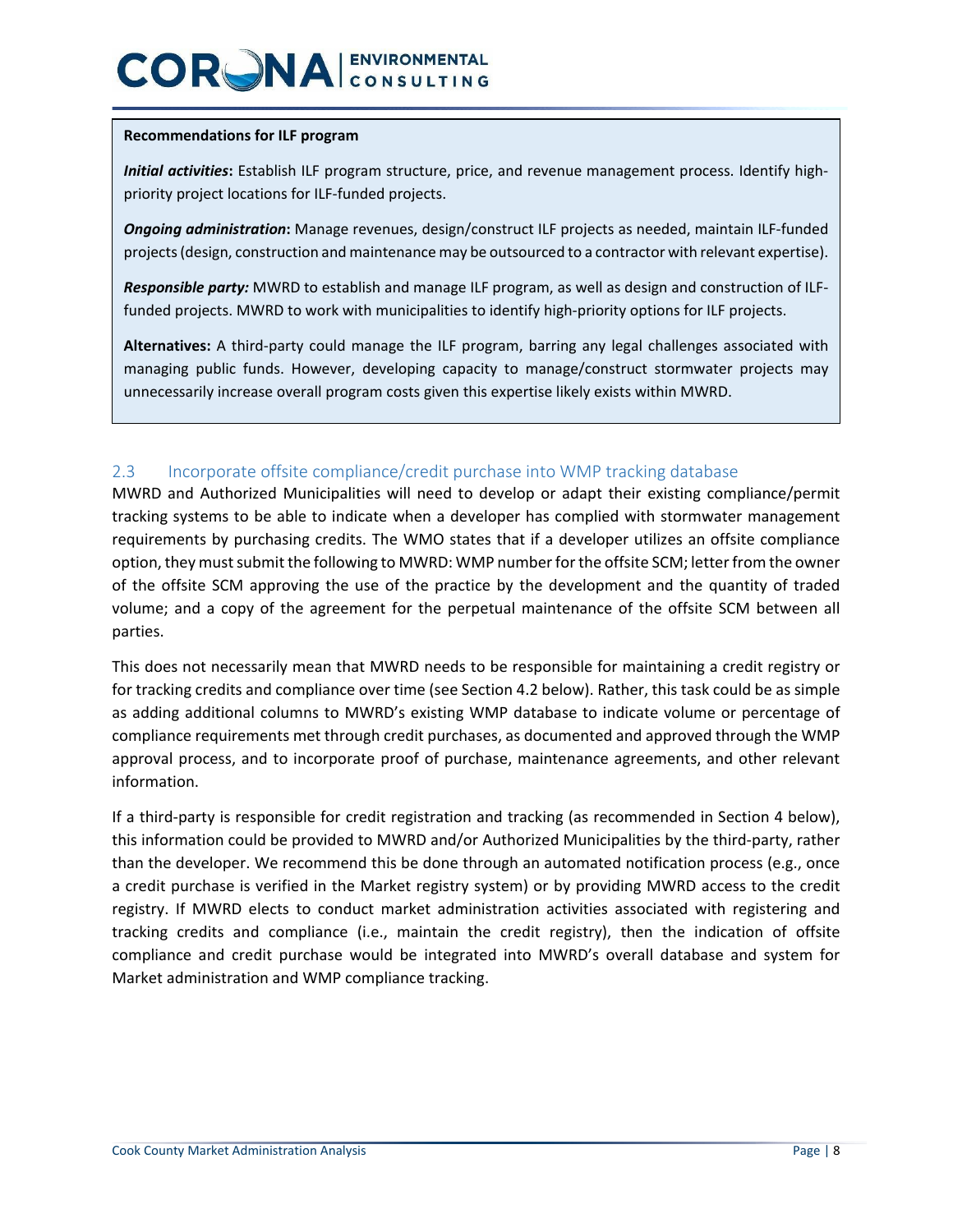**Recommendations for ILF program**

***Initial activities*:** Establish ILF program structure, price, and revenue management process. Identify high-priority project locations for ILF-funded projects.

***Ongoing administration*:** Manage revenues, design/construct ILF projects as needed, maintain ILF-funded projects (design, construction and maintenance may be outsourced to a contractor with relevant expertise).

***Responsible party:*** MWRD to establish and manage ILF program, as well as design and construction of ILF-funded projects. MWRD to work with municipalities to identify high-priority options for ILF projects.

**Alternatives:** A third-party could manage the ILF program, barring any legal challenges associated with managing public funds. However, developing capacity to manage/construct stormwater projects may unnecessarily increase overall program costs given this expertise likely exists within MWRD.

## 2.3 Incorporate offsite compliance/credit purchase into WMP tracking database

MWRD and Authorized Municipalities will need to develop or adapt their existing compliance/permit tracking systems to be able to indicate when a developer has complied with stormwater management requirements by purchasing credits. The WMO states that if a developer utilizes an offsite compliance option, they must submit the following to MWRD: WMP number for the offsite SCM; letter from the owner of the offsite SCM approving the use of the practice by the development and the quantity of traded volume; and a copy of the agreement for the perpetual maintenance of the offsite SCM between all parties.

This does not necessarily mean that MWRD needs to be responsible for maintaining a credit registry or for tracking credits and compliance over time (see Section 4.2 below). Rather, this task could be as simple as adding additional columns to MWRD's existing WMP database to indicate volume or percentage of compliance requirements met through credit purchases, as documented and approved through the WMP approval process, and to incorporate proof of purchase, maintenance agreements, and other relevant information.

If a third-party is responsible for credit registration and tracking (as recommended in Section 4 below), this information could be provided to MWRD and/or Authorized Municipalities by the third-party, rather than the developer. We recommend this be done through an automated notification process (e.g., once a credit purchase is verified in the Market registry system) or by providing MWRD access to the credit registry. If MWRD elects to conduct market administration activities associated with registering and tracking credits and compliance (i.e., maintain the credit registry), then the indication of offsite compliance and credit purchase would be integrated into MWRD's overall database and system for Market administration and WMP compliance tracking.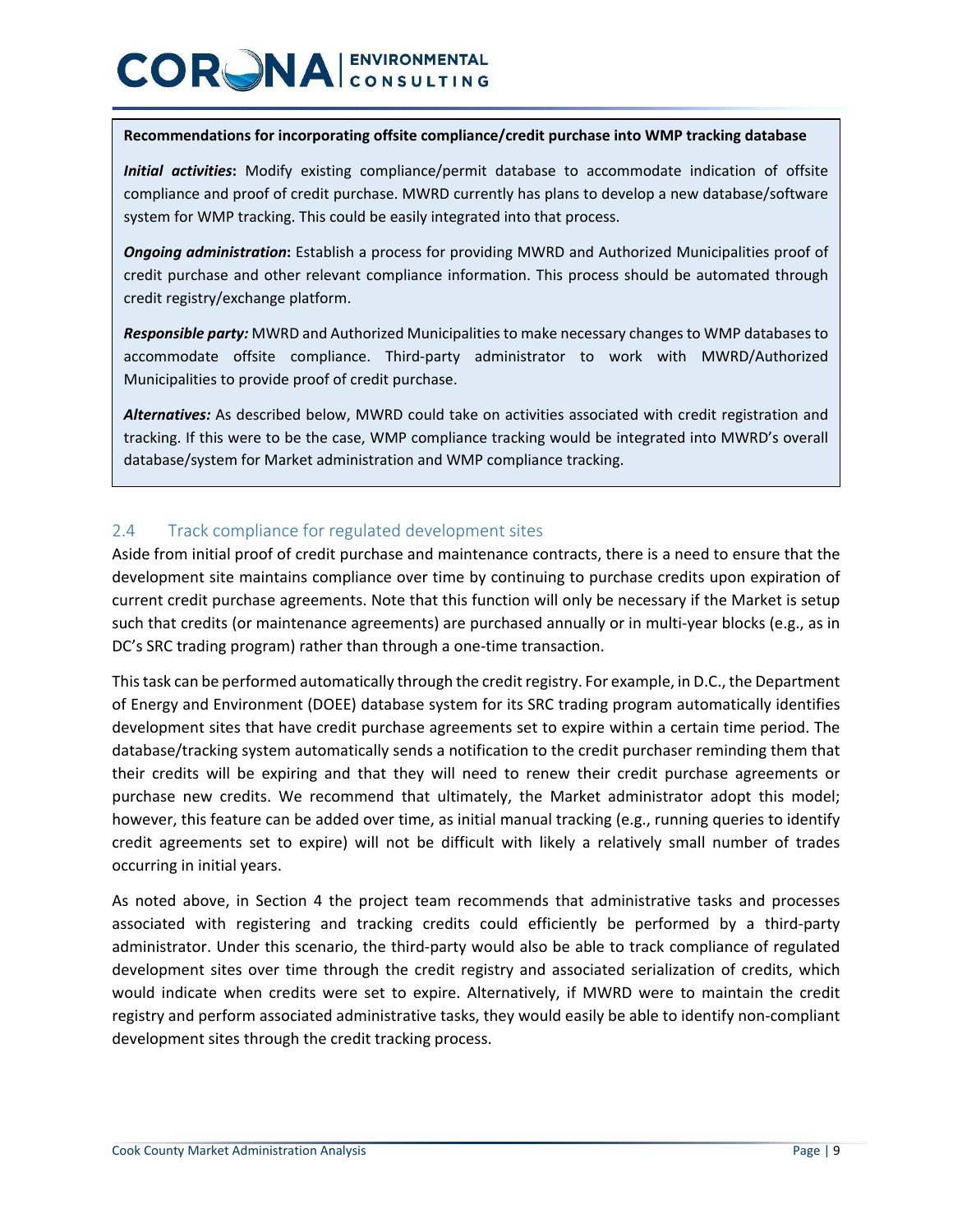**Recommendations for incorporating offsite compliance/credit purchase into WMP tracking database**

***Initial activities*:** Modify existing compliance/permit database to accommodate indication of offsite compliance and proof of credit purchase. MWRD currently has plans to develop a new database/software system for WMP tracking. This could be easily integrated into that process.

***Ongoing administration*:** Establish a process for providing MWRD and Authorized Municipalities proof of credit purchase and other relevant compliance information. This process should be automated through credit registry/exchange platform.

***Responsible party:*** MWRD and Authorized Municipalities to make necessary changes to WMP databases to accommodate offsite compliance. Third-party administrator to work with MWRD/Authorized Municipalities to provide proof of credit purchase.

***Alternatives:*** As described below, MWRD could take on activities associated with credit registration and tracking. If this were to be the case, WMP compliance tracking would be integrated into MWRD's overall database/system for Market administration and WMP compliance tracking.

## 2.4 Track compliance for regulated development sites

Aside from initial proof of credit purchase and maintenance contracts, there is a need to ensure that the development site maintains compliance over time by continuing to purchase credits upon expiration of current credit purchase agreements. Note that this function will only be necessary if the Market is setup such that credits (or maintenance agreements) are purchased annually or in multi-year blocks (e.g., as in DC's SRC trading program) rather than through a one-time transaction.

This task can be performed automatically through the credit registry. For example, in D.C., the Department of Energy and Environment (DOEE) database system for its SRC trading program automatically identifies development sites that have credit purchase agreements set to expire within a certain time period. The database/tracking system automatically sends a notification to the credit purchaser reminding them that their credits will be expiring and that they will need to renew their credit purchase agreements or purchase new credits. We recommend that ultimately, the Market administrator adopt this model; however, this feature can be added over time, as initial manual tracking (e.g., running queries to identify credit agreements set to expire) will not be difficult with likely a relatively small number of trades occurring in initial years.

As noted above, in Section 4 the project team recommends that administrative tasks and processes associated with registering and tracking credits could efficiently be performed by a third-party administrator. Under this scenario, the third-party would also be able to track compliance of regulated development sites over time through the credit registry and associated serialization of credits, which would indicate when credits were set to expire. Alternatively, if MWRD were to maintain the credit registry and perform associated administrative tasks, they would easily be able to identify non-compliant development sites through the credit tracking process.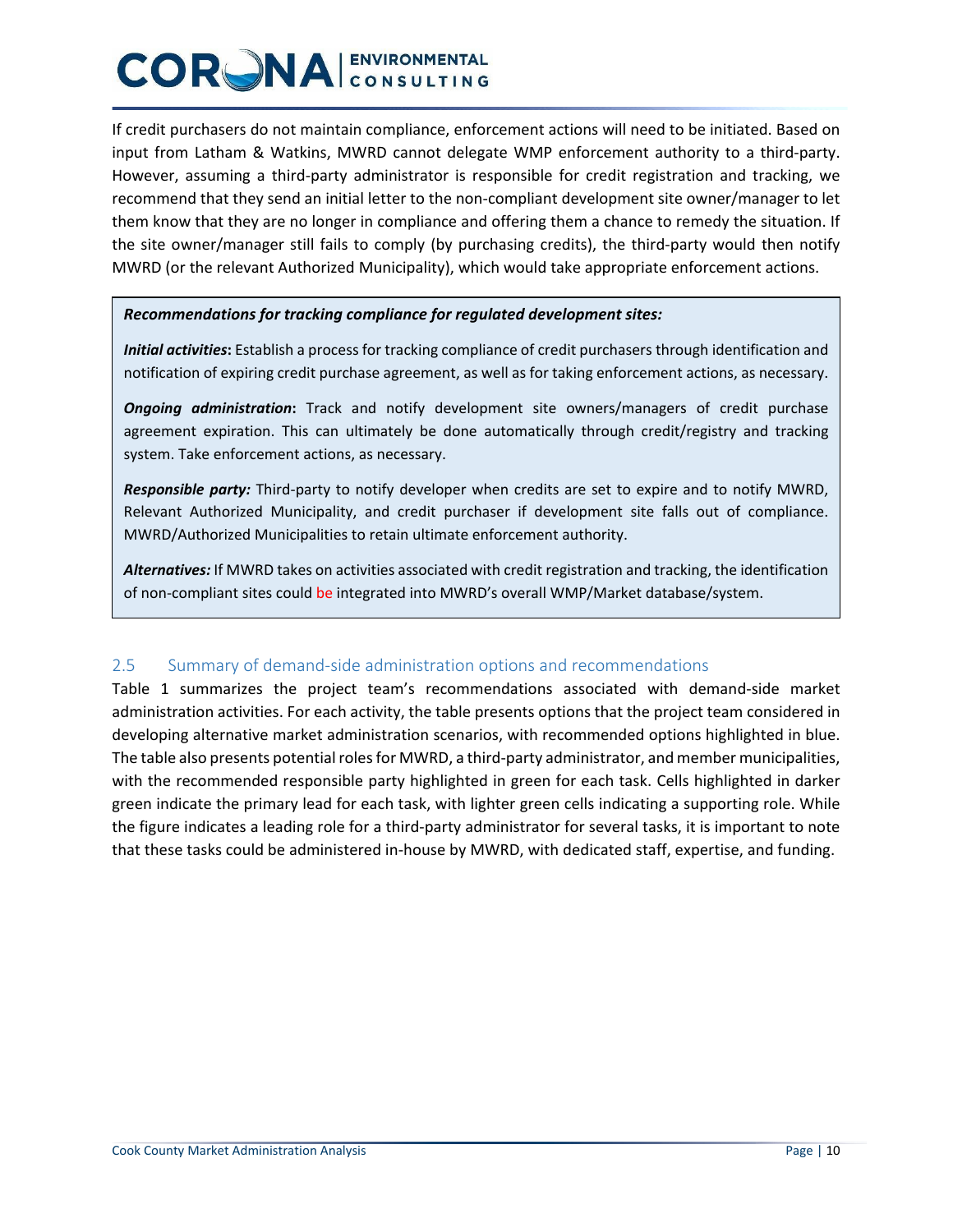If credit purchasers do not maintain compliance, enforcement actions will need to be initiated. Based on input from Latham & Watkins, MWRD cannot delegate WMP enforcement authority to a third-party. However, assuming a third-party administrator is responsible for credit registration and tracking, we recommend that they send an initial letter to the non-compliant development site owner/manager to let them know that they are no longer in compliance and offering them a chance to remedy the situation. If the site owner/manager still fails to comply (by purchasing credits), the third-party would then notify MWRD (or the relevant Authorized Municipality), which would take appropriate enforcement actions.

> ***Recommendations for tracking compliance for regulated development sites:***
>
> ***Initial activities*:** Establish a process for tracking compliance of credit purchasers through identification and notification of expiring credit purchase agreement, as well as for taking enforcement actions, as necessary.
>
> ***Ongoing administration*:** Track and notify development site owners/managers of credit purchase agreement expiration. This can ultimately be done automatically through credit/registry and tracking system. Take enforcement actions, as necessary.
>
> ***Responsible party:*** Third-party to notify developer when credits are set to expire and to notify MWRD, Relevant Authorized Municipality, and credit purchaser if development site falls out of compliance. MWRD/Authorized Municipalities to retain ultimate enforcement authority.
>
> ***Alternatives:*** If MWRD takes on activities associated with credit registration and tracking, the identification of non-compliant sites could be integrated into MWRD's overall WMP/Market database/system.

## 2.5 Summary of demand-side administration options and recommendations

Table 1 summarizes the project team's recommendations associated with demand-side market administration activities. For each activity, the table presents options that the project team considered in developing alternative market administration scenarios, with recommended options highlighted in blue. The table also presents potential roles for MWRD, a third-party administrator, and member municipalities, with the recommended responsible party highlighted in green for each task. Cells highlighted in darker green indicate the primary lead for each task, with lighter green cells indicating a supporting role. While the figure indicates a leading role for a third-party administrator for several tasks, it is important to note that these tasks could be administered in-house by MWRD, with dedicated staff, expertise, and funding.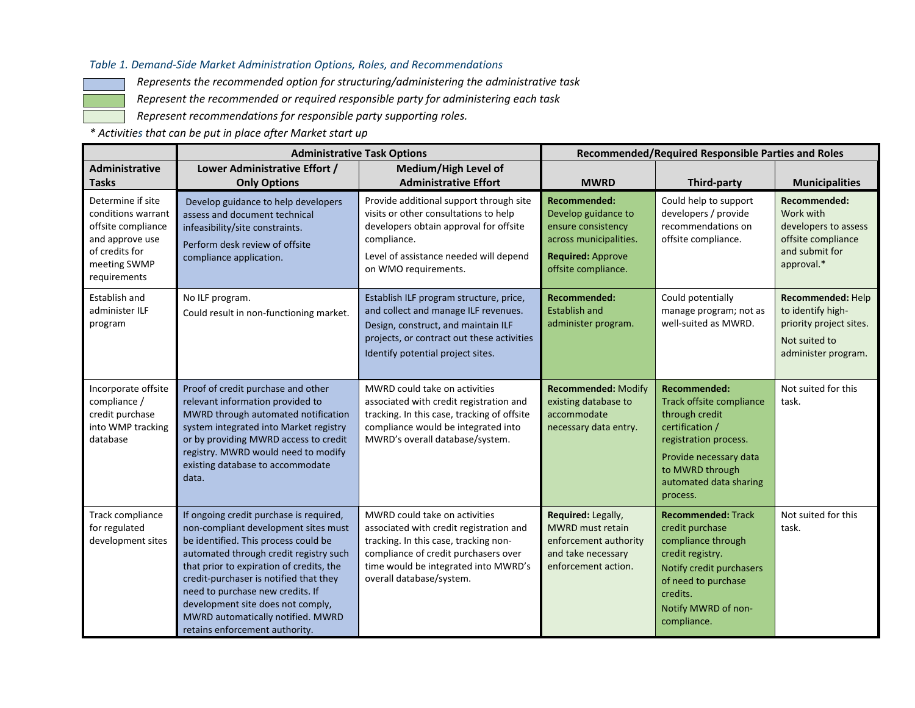*Table 1. Demand-Side Market Administration Options, Roles, and Recommendations*

*Represents the recommended option for structuring/administering the administrative task*

*Represent the recommended or required responsible party for administering each task*

*Represent recommendations for responsible party supporting roles.*

*\* Activities that can be put in place after Market start up*

| | Administrative Task Options | | Recommended/Required Responsible Parties and Roles | | |
|---|---|---|---|---|---|
| **Administrative Tasks** | **Lower Administrative Effort / Only Options** | **Medium/High Level of Administrative Effort** | **MWRD** | **Third-party** | **Municipalities** |
| Determine if site conditions warrant offsite compliance and approve use of credits for meeting SWMP requirements | Develop guidance to help developers assess and document technical infeasibility/site constraints.<br>Perform desk review of offsite compliance application. | Provide additional support through site visits or other consultations to help developers obtain approval for offsite compliance.<br>Level of assistance needed will depend on WMO requirements. | **Recommended:** Develop guidance to ensure consistency across municipalities.<br>**Required:** Approve offsite compliance. | Could help to support developers / provide recommendations on offsite compliance. | **Recommended:** Work with developers to assess offsite compliance and submit for approval.* |
| Establish and administer ILF program | No ILF program.<br>Could result in non-functioning market. | Establish ILF program structure, price, and collect and manage ILF revenues.<br>Design, construct, and maintain ILF projects, or contract out these activities<br>Identify potential project sites. | **Recommended:** Establish and administer program. | Could potentially manage program; not as well-suited as MWRD. | **Recommended:** Help to identify high-priority project sites.<br>Not suited to administer program. |
| Incorporate offsite compliance / credit purchase into WMP tracking database | Proof of credit purchase and other relevant information provided to MWRD through automated notification system integrated into Market registry or by providing MWRD access to credit registry. MWRD would need to modify existing database to accommodate data. | MWRD could take on activities associated with credit registration and tracking. In this case, tracking of offsite compliance would be integrated into MWRD's overall database/system. | **Recommended:** Modify existing database to accommodate necessary data entry. | **Recommended:** Track offsite compliance through credit certification / registration process.<br>Provide necessary data to MWRD through automated data sharing process. | Not suited for this task. |
| Track compliance for regulated development sites | If ongoing credit purchase is required, non-compliant development sites must be identified. This process could be automated through credit registry such that prior to expiration of credits, the credit-purchaser is notified that they need to purchase new credits. If development site does not comply, MWRD automatically notified. MWRD retains enforcement authority. | MWRD could take on activities associated with credit registration and tracking. In this case, tracking non-compliance of credit purchasers over time would be integrated into MWRD's overall database/system. | **Required:** Legally, MWRD must retain enforcement authority and take necessary enforcement action. | **Recommended:** Track credit purchase compliance through credit registry.<br>Notify credit purchasers of need to purchase credits.<br>Notify MWRD of non-compliance. | Not suited for this task. |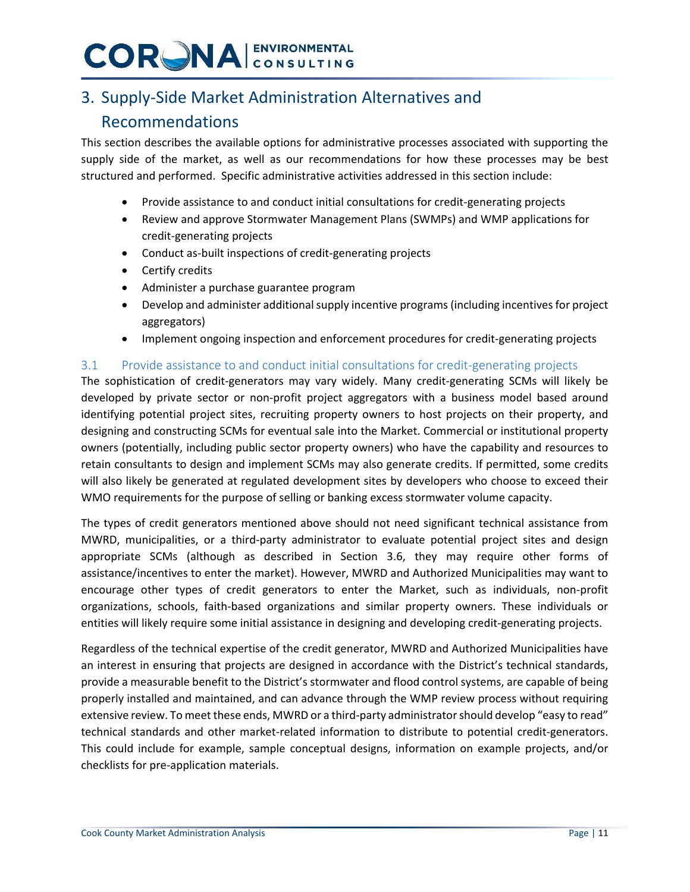# 3. Supply-Side Market Administration Alternatives and Recommendations

This section describes the available options for administrative processes associated with supporting the supply side of the market, as well as our recommendations for how these processes may be best structured and performed. Specific administrative activities addressed in this section include:

- Provide assistance to and conduct initial consultations for credit-generating projects
- Review and approve Stormwater Management Plans (SWMPs) and WMP applications for credit-generating projects
- Conduct as-built inspections of credit-generating projects
- Certify credits
- Administer a purchase guarantee program
- Develop and administer additional supply incentive programs (including incentives for project aggregators)
- Implement ongoing inspection and enforcement procedures for credit-generating projects

## 3.1 Provide assistance to and conduct initial consultations for credit-generating projects

The sophistication of credit-generators may vary widely. Many credit-generating SCMs will likely be developed by private sector or non-profit project aggregators with a business model based around identifying potential project sites, recruiting property owners to host projects on their property, and designing and constructing SCMs for eventual sale into the Market. Commercial or institutional property owners (potentially, including public sector property owners) who have the capability and resources to retain consultants to design and implement SCMs may also generate credits. If permitted, some credits will also likely be generated at regulated development sites by developers who choose to exceed their WMO requirements for the purpose of selling or banking excess stormwater volume capacity.

The types of credit generators mentioned above should not need significant technical assistance from MWRD, municipalities, or a third-party administrator to evaluate potential project sites and design appropriate SCMs (although as described in Section 3.6, they may require other forms of assistance/incentives to enter the market). However, MWRD and Authorized Municipalities may want to encourage other types of credit generators to enter the Market, such as individuals, non-profit organizations, schools, faith-based organizations and similar property owners. These individuals or entities will likely require some initial assistance in designing and developing credit-generating projects.

Regardless of the technical expertise of the credit generator, MWRD and Authorized Municipalities have an interest in ensuring that projects are designed in accordance with the District's technical standards, provide a measurable benefit to the District's stormwater and flood control systems, are capable of being properly installed and maintained, and can advance through the WMP review process without requiring extensive review. To meet these ends, MWRD or a third-party administrator should develop "easy to read" technical standards and other market-related information to distribute to potential credit-generators. This could include for example, sample conceptual designs, information on example projects, and/or checklists for pre-application materials.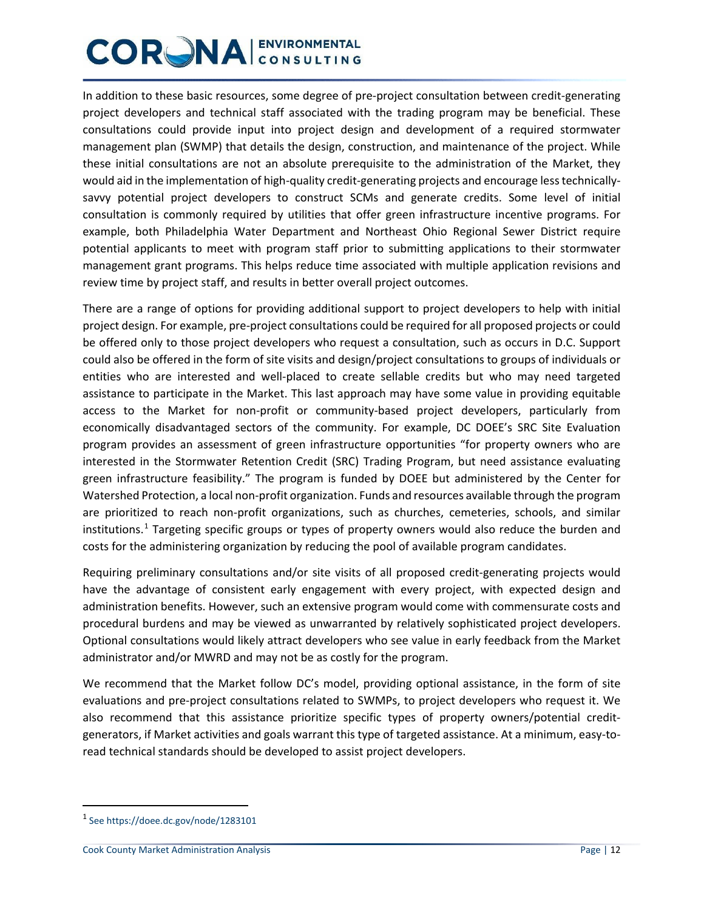In addition to these basic resources, some degree of pre-project consultation between credit-generating project developers and technical staff associated with the trading program may be beneficial. These consultations could provide input into project design and development of a required stormwater management plan (SWMP) that details the design, construction, and maintenance of the project. While these initial consultations are not an absolute prerequisite to the administration of the Market, they would aid in the implementation of high-quality credit-generating projects and encourage less technically-savvy potential project developers to construct SCMs and generate credits. Some level of initial consultation is commonly required by utilities that offer green infrastructure incentive programs. For example, both Philadelphia Water Department and Northeast Ohio Regional Sewer District require potential applicants to meet with program staff prior to submitting applications to their stormwater management grant programs. This helps reduce time associated with multiple application revisions and review time by project staff, and results in better overall project outcomes.

There are a range of options for providing additional support to project developers to help with initial project design. For example, pre-project consultations could be required for all proposed projects or could be offered only to those project developers who request a consultation, such as occurs in D.C. Support could also be offered in the form of site visits and design/project consultations to groups of individuals or entities who are interested and well-placed to create sellable credits but who may need targeted assistance to participate in the Market. This last approach may have some value in providing equitable access to the Market for non-profit or community-based project developers, particularly from economically disadvantaged sectors of the community. For example, DC DOEE's SRC Site Evaluation program provides an assessment of green infrastructure opportunities "for property owners who are interested in the Stormwater Retention Credit (SRC) Trading Program, but need assistance evaluating green infrastructure feasibility." The program is funded by DOEE but administered by the Center for Watershed Protection, a local non-profit organization. Funds and resources available through the program are prioritized to reach non-profit organizations, such as churches, cemeteries, schools, and similar institutions.[1] Targeting specific groups or types of property owners would also reduce the burden and costs for the administering organization by reducing the pool of available program candidates.

Requiring preliminary consultations and/or site visits of all proposed credit-generating projects would have the advantage of consistent early engagement with every project, with expected design and administration benefits. However, such an extensive program would come with commensurate costs and procedural burdens and may be viewed as unwarranted by relatively sophisticated project developers. Optional consultations would likely attract developers who see value in early feedback from the Market administrator and/or MWRD and may not be as costly for the program.

We recommend that the Market follow DC's model, providing optional assistance, in the form of site evaluations and pre-project consultations related to SWMPs, to project developers who request it. We also recommend that this assistance prioritize specific types of property owners/potential credit-generators, if Market activities and goals warrant this type of targeted assistance. At a minimum, easy-to-read technical standards should be developed to assist project developers.

---

[1] See https://doee.dc.gov/node/1283101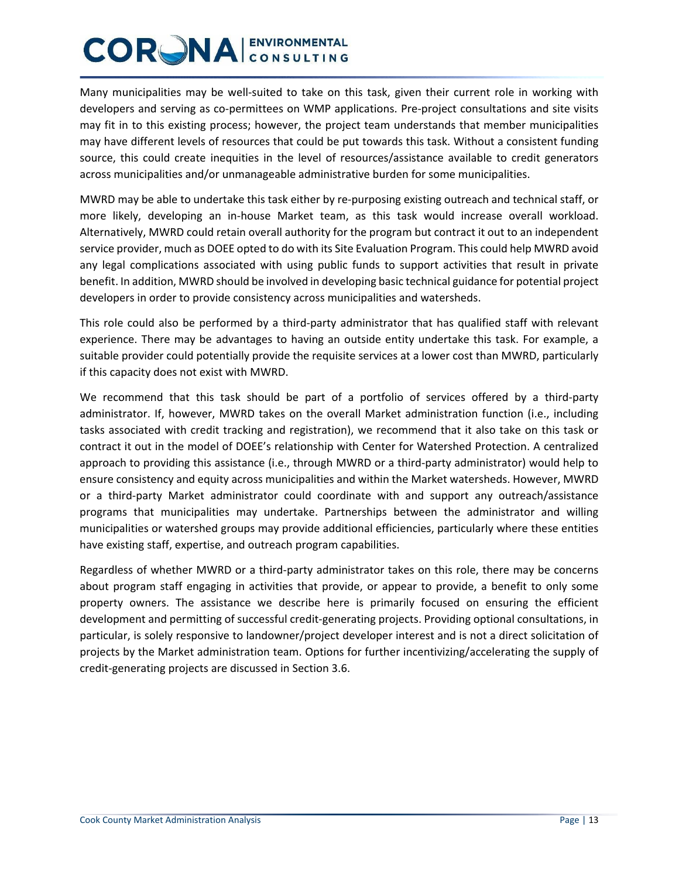Many municipalities may be well-suited to take on this task, given their current role in working with developers and serving as co-permittees on WMP applications. Pre-project consultations and site visits may fit in to this existing process; however, the project team understands that member municipalities may have different levels of resources that could be put towards this task. Without a consistent funding source, this could create inequities in the level of resources/assistance available to credit generators across municipalities and/or unmanageable administrative burden for some municipalities.

MWRD may be able to undertake this task either by re-purposing existing outreach and technical staff, or more likely, developing an in-house Market team, as this task would increase overall workload. Alternatively, MWRD could retain overall authority for the program but contract it out to an independent service provider, much as DOEE opted to do with its Site Evaluation Program. This could help MWRD avoid any legal complications associated with using public funds to support activities that result in private benefit. In addition, MWRD should be involved in developing basic technical guidance for potential project developers in order to provide consistency across municipalities and watersheds.

This role could also be performed by a third-party administrator that has qualified staff with relevant experience. There may be advantages to having an outside entity undertake this task. For example, a suitable provider could potentially provide the requisite services at a lower cost than MWRD, particularly if this capacity does not exist with MWRD.

We recommend that this task should be part of a portfolio of services offered by a third-party administrator. If, however, MWRD takes on the overall Market administration function (i.e., including tasks associated with credit tracking and registration), we recommend that it also take on this task or contract it out in the model of DOEE's relationship with Center for Watershed Protection. A centralized approach to providing this assistance (i.e., through MWRD or a third-party administrator) would help to ensure consistency and equity across municipalities and within the Market watersheds. However, MWRD or a third-party Market administrator could coordinate with and support any outreach/assistance programs that municipalities may undertake. Partnerships between the administrator and willing municipalities or watershed groups may provide additional efficiencies, particularly where these entities have existing staff, expertise, and outreach program capabilities.

Regardless of whether MWRD or a third-party administrator takes on this role, there may be concerns about program staff engaging in activities that provide, or appear to provide, a benefit to only some property owners. The assistance we describe here is primarily focused on ensuring the efficient development and permitting of successful credit-generating projects. Providing optional consultations, in particular, is solely responsive to landowner/project developer interest and is not a direct solicitation of projects by the Market administration team. Options for further incentivizing/accelerating the supply of credit-generating projects are discussed in Section 3.6.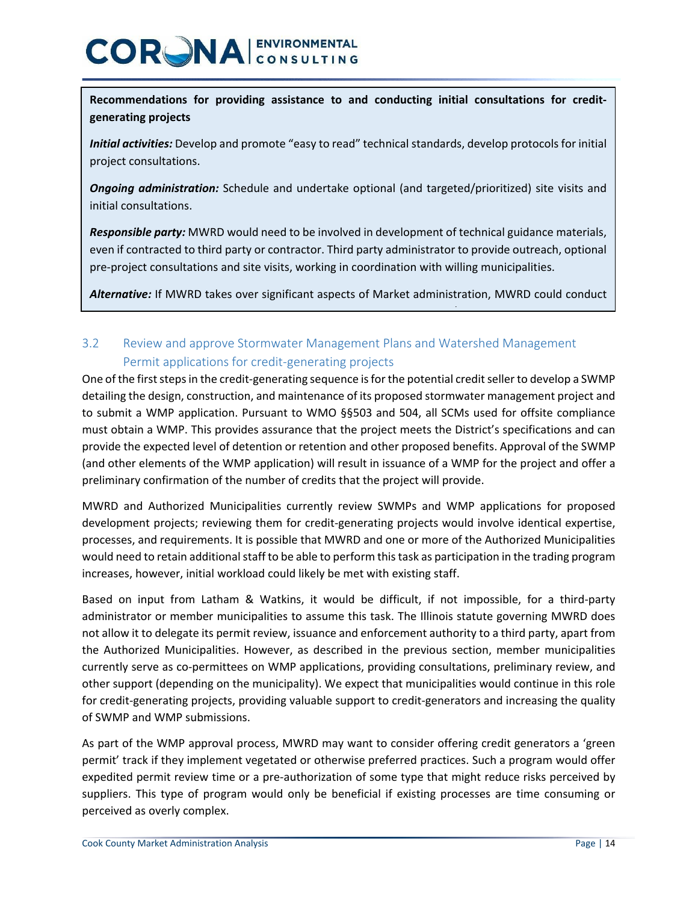**Recommendations for providing assistance to and conducting initial consultations for credit-generating projects**

***Initial activities:*** Develop and promote "easy to read" technical standards, develop protocols for initial project consultations.

***Ongoing administration:*** Schedule and undertake optional (and targeted/prioritized) site visits and initial consultations.

***Responsible party:*** MWRD would need to be involved in development of technical guidance materials, even if contracted to third party or contractor. Third party administrator to provide outreach, optional pre-project consultations and site visits, working in coordination with willing municipalities.

***Alternative:*** If MWRD takes over significant aspects of Market administration, MWRD could conduct

## 3.2 Review and approve Stormwater Management Plans and Watershed Management Permit applications for credit-generating projects

One of the first steps in the credit-generating sequence is for the potential credit seller to develop a SWMP detailing the design, construction, and maintenance of its proposed stormwater management project and to submit a WMP application. Pursuant to WMO §§503 and 504, all SCMs used for offsite compliance must obtain a WMP. This provides assurance that the project meets the District's specifications and can provide the expected level of detention or retention and other proposed benefits. Approval of the SWMP (and other elements of the WMP application) will result in issuance of a WMP for the project and offer a preliminary confirmation of the number of credits that the project will provide.

MWRD and Authorized Municipalities currently review SWMPs and WMP applications for proposed development projects; reviewing them for credit-generating projects would involve identical expertise, processes, and requirements. It is possible that MWRD and one or more of the Authorized Municipalities would need to retain additional staff to be able to perform this task as participation in the trading program increases, however, initial workload could likely be met with existing staff.

Based on input from Latham & Watkins, it would be difficult, if not impossible, for a third-party administrator or member municipalities to assume this task. The Illinois statute governing MWRD does not allow it to delegate its permit review, issuance and enforcement authority to a third party, apart from the Authorized Municipalities. However, as described in the previous section, member municipalities currently serve as co-permittees on WMP applications, providing consultations, preliminary review, and other support (depending on the municipality). We expect that municipalities would continue in this role for credit-generating projects, providing valuable support to credit-generators and increasing the quality of SWMP and WMP submissions.

As part of the WMP approval process, MWRD may want to consider offering credit generators a 'green permit' track if they implement vegetated or otherwise preferred practices. Such a program would offer expedited permit review time or a pre-authorization of some type that might reduce risks perceived by suppliers. This type of program would only be beneficial if existing processes are time consuming or perceived as overly complex.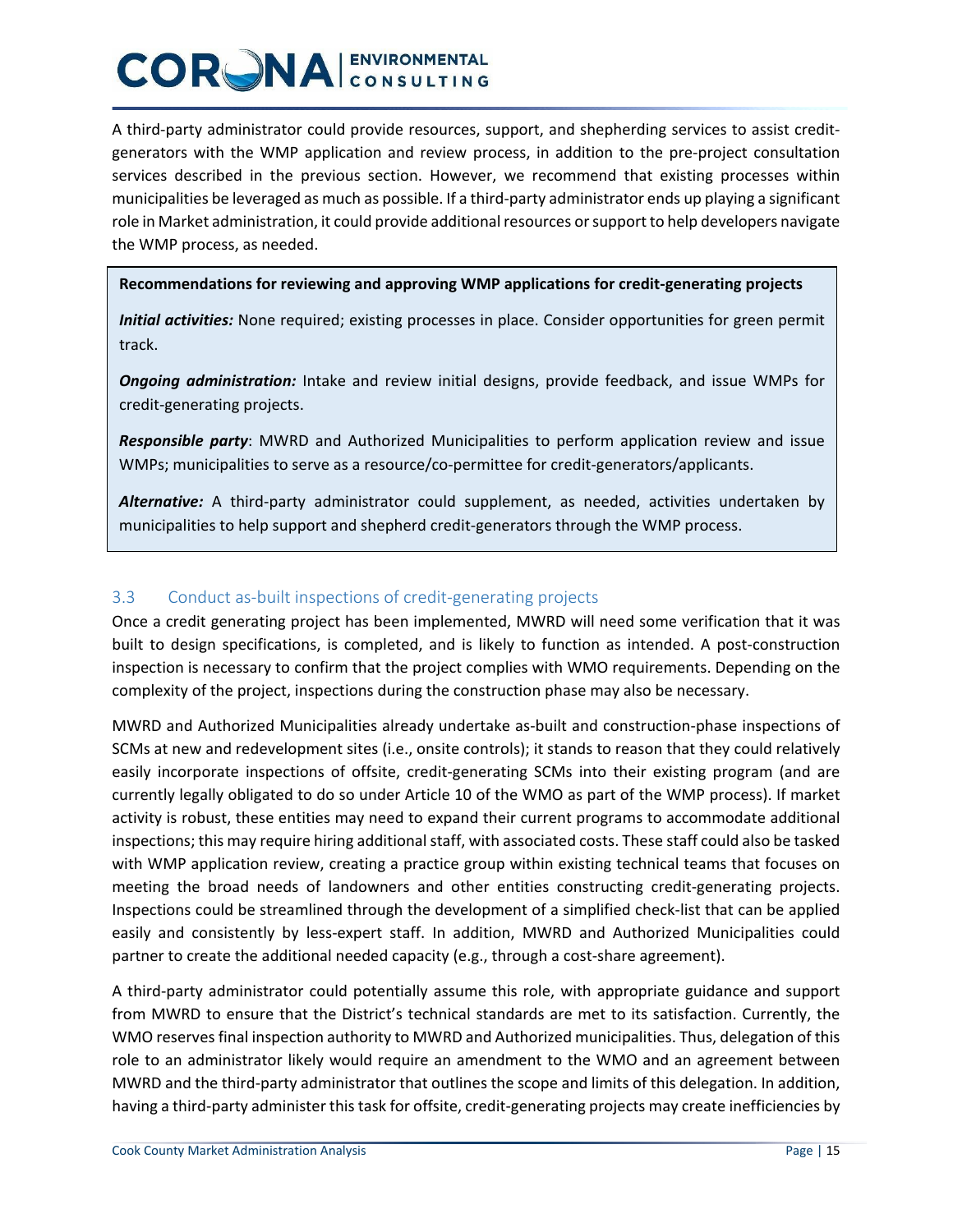A third-party administrator could provide resources, support, and shepherding services to assist credit-generators with the WMP application and review process, in addition to the pre-project consultation services described in the previous section. However, we recommend that existing processes within municipalities be leveraged as much as possible. If a third-party administrator ends up playing a significant role in Market administration, it could provide additional resources or support to help developers navigate the WMP process, as needed.

> **Recommendations for reviewing and approving WMP applications for credit-generating projects**
>
> ***Initial activities:*** None required; existing processes in place. Consider opportunities for green permit track.
>
> ***Ongoing administration:*** Intake and review initial designs, provide feedback, and issue WMPs for credit-generating projects.
>
> ***Responsible party***: MWRD and Authorized Municipalities to perform application review and issue WMPs; municipalities to serve as a resource/co-permittee for credit-generators/applicants.
>
> ***Alternative:*** A third-party administrator could supplement, as needed, activities undertaken by municipalities to help support and shepherd credit-generators through the WMP process.

### 3.3 Conduct as-built inspections of credit-generating projects

Once a credit generating project has been implemented, MWRD will need some verification that it was built to design specifications, is completed, and is likely to function as intended. A post-construction inspection is necessary to confirm that the project complies with WMO requirements. Depending on the complexity of the project, inspections during the construction phase may also be necessary.

MWRD and Authorized Municipalities already undertake as-built and construction-phase inspections of SCMs at new and redevelopment sites (i.e., onsite controls); it stands to reason that they could relatively easily incorporate inspections of offsite, credit-generating SCMs into their existing program (and are currently legally obligated to do so under Article 10 of the WMO as part of the WMP process). If market activity is robust, these entities may need to expand their current programs to accommodate additional inspections; this may require hiring additional staff, with associated costs. These staff could also be tasked with WMP application review, creating a practice group within existing technical teams that focuses on meeting the broad needs of landowners and other entities constructing credit-generating projects. Inspections could be streamlined through the development of a simplified check-list that can be applied easily and consistently by less-expert staff. In addition, MWRD and Authorized Municipalities could partner to create the additional needed capacity (e.g., through a cost-share agreement).

A third-party administrator could potentially assume this role, with appropriate guidance and support from MWRD to ensure that the District's technical standards are met to its satisfaction. Currently, the WMO reserves final inspection authority to MWRD and Authorized municipalities. Thus, delegation of this role to an administrator likely would require an amendment to the WMO and an agreement between MWRD and the third-party administrator that outlines the scope and limits of this delegation. In addition, having a third-party administer this task for offsite, credit-generating projects may create inefficiencies by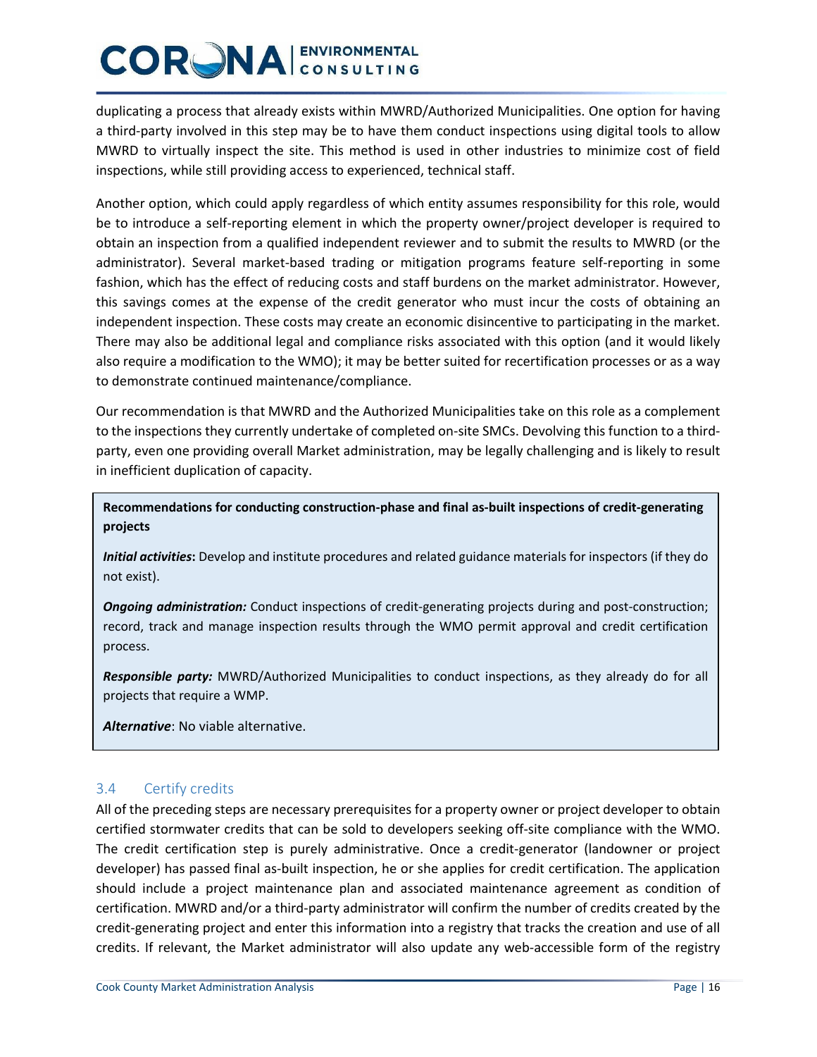duplicating a process that already exists within MWRD/Authorized Municipalities. One option for having a third-party involved in this step may be to have them conduct inspections using digital tools to allow MWRD to virtually inspect the site. This method is used in other industries to minimize cost of field inspections, while still providing access to experienced, technical staff.

Another option, which could apply regardless of which entity assumes responsibility for this role, would be to introduce a self-reporting element in which the property owner/project developer is required to obtain an inspection from a qualified independent reviewer and to submit the results to MWRD (or the administrator). Several market-based trading or mitigation programs feature self-reporting in some fashion, which has the effect of reducing costs and staff burdens on the market administrator. However, this savings comes at the expense of the credit generator who must incur the costs of obtaining an independent inspection. These costs may create an economic disincentive to participating in the market. There may also be additional legal and compliance risks associated with this option (and it would likely also require a modification to the WMO); it may be better suited for recertification processes or as a way to demonstrate continued maintenance/compliance.

Our recommendation is that MWRD and the Authorized Municipalities take on this role as a complement to the inspections they currently undertake of completed on-site SMCs. Devolving this function to a third-party, even one providing overall Market administration, may be legally challenging and is likely to result in inefficient duplication of capacity.

**Recommendations for conducting construction-phase and final as-built inspections of credit-generating projects**

***Initial activities*:** Develop and institute procedures and related guidance materials for inspectors (if they do not exist).

***Ongoing administration:*** Conduct inspections of credit-generating projects during and post-construction; record, track and manage inspection results through the WMO permit approval and credit certification process.

***Responsible party:*** MWRD/Authorized Municipalities to conduct inspections, as they already do for all projects that require a WMP.

***Alternative***: No viable alternative.

## 3.4 Certify credits

All of the preceding steps are necessary prerequisites for a property owner or project developer to obtain certified stormwater credits that can be sold to developers seeking off-site compliance with the WMO. The credit certification step is purely administrative. Once a credit-generator (landowner or project developer) has passed final as-built inspection, he or she applies for credit certification. The application should include a project maintenance plan and associated maintenance agreement as condition of certification. MWRD and/or a third-party administrator will confirm the number of credits created by the credit-generating project and enter this information into a registry that tracks the creation and use of all credits. If relevant, the Market administrator will also update any web-accessible form of the registry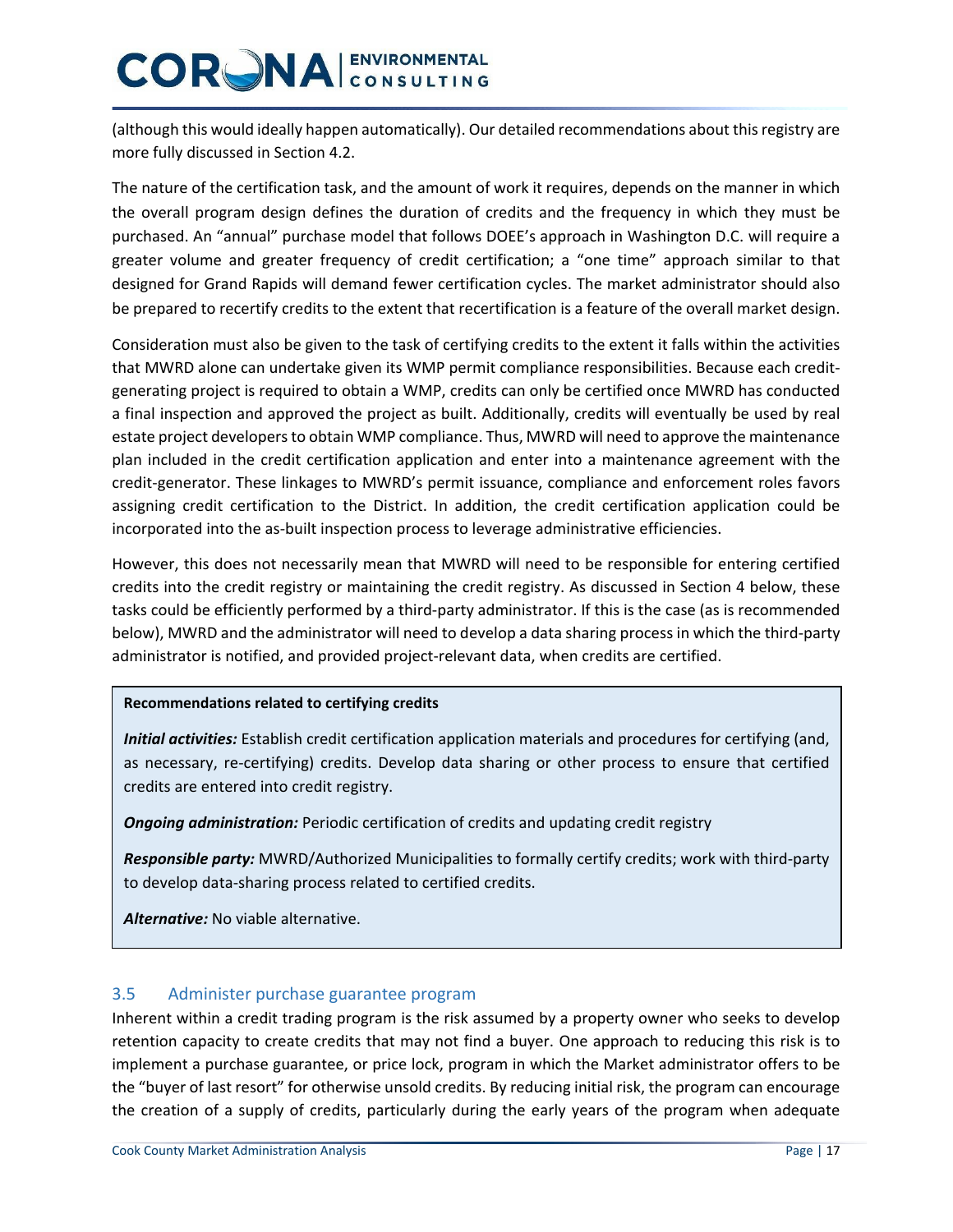(although this would ideally happen automatically). Our detailed recommendations about this registry are more fully discussed in Section 4.2.

The nature of the certification task, and the amount of work it requires, depends on the manner in which the overall program design defines the duration of credits and the frequency in which they must be purchased. An "annual" purchase model that follows DOEE's approach in Washington D.C. will require a greater volume and greater frequency of credit certification; a "one time" approach similar to that designed for Grand Rapids will demand fewer certification cycles. The market administrator should also be prepared to recertify credits to the extent that recertification is a feature of the overall market design.

Consideration must also be given to the task of certifying credits to the extent it falls within the activities that MWRD alone can undertake given its WMP permit compliance responsibilities. Because each credit-generating project is required to obtain a WMP, credits can only be certified once MWRD has conducted a final inspection and approved the project as built. Additionally, credits will eventually be used by real estate project developers to obtain WMP compliance. Thus, MWRD will need to approve the maintenance plan included in the credit certification application and enter into a maintenance agreement with the credit-generator. These linkages to MWRD's permit issuance, compliance and enforcement roles favors assigning credit certification to the District. In addition, the credit certification application could be incorporated into the as-built inspection process to leverage administrative efficiencies.

However, this does not necessarily mean that MWRD will need to be responsible for entering certified credits into the credit registry or maintaining the credit registry. As discussed in Section 4 below, these tasks could be efficiently performed by a third-party administrator. If this is the case (as is recommended below), MWRD and the administrator will need to develop a data sharing process in which the third-party administrator is notified, and provided project-relevant data, when credits are certified.

**Recommendations related to certifying credits**

***Initial activities:*** Establish credit certification application materials and procedures for certifying (and, as necessary, re-certifying) credits. Develop data sharing or other process to ensure that certified credits are entered into credit registry.

***Ongoing administration:*** Periodic certification of credits and updating credit registry

***Responsible party:*** MWRD/Authorized Municipalities to formally certify credits; work with third-party to develop data-sharing process related to certified credits.

***Alternative:*** No viable alternative.

## 3.5 Administer purchase guarantee program

Inherent within a credit trading program is the risk assumed by a property owner who seeks to develop retention capacity to create credits that may not find a buyer. One approach to reducing this risk is to implement a purchase guarantee, or price lock, program in which the Market administrator offers to be the "buyer of last resort" for otherwise unsold credits. By reducing initial risk, the program can encourage the creation of a supply of credits, particularly during the early years of the program when adequate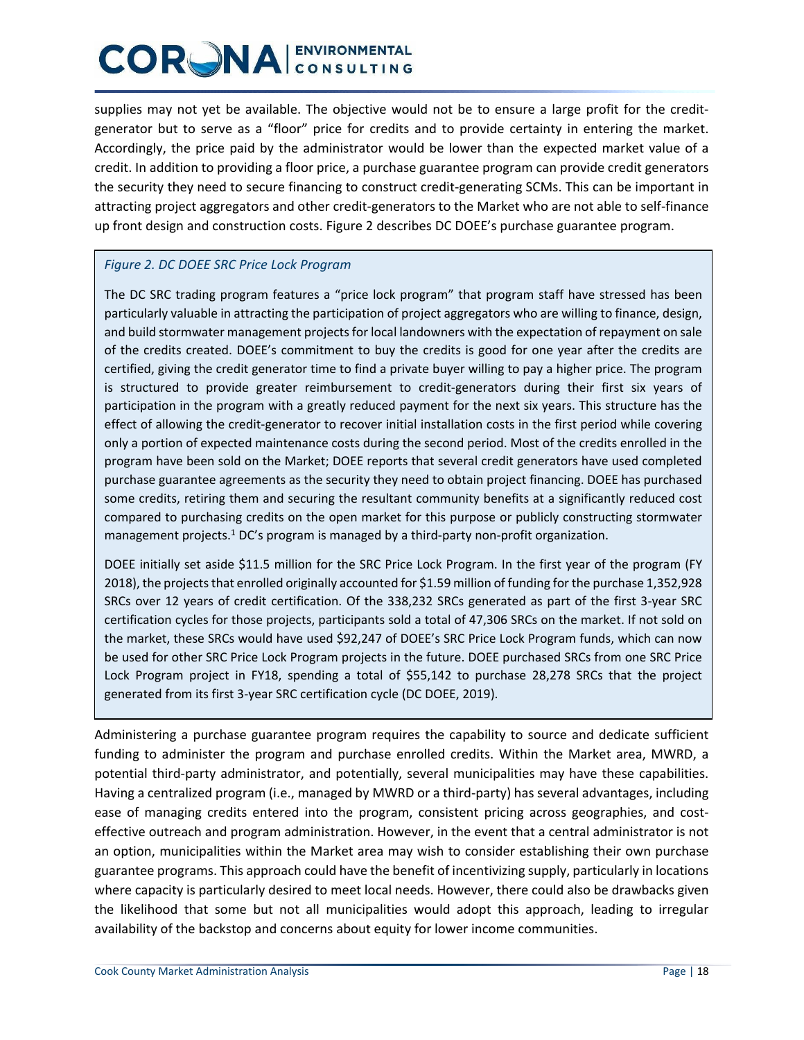supplies may not yet be available. The objective would not be to ensure a large profit for the credit-generator but to serve as a "floor" price for credits and to provide certainty in entering the market. Accordingly, the price paid by the administrator would be lower than the expected market value of a credit. In addition to providing a floor price, a purchase guarantee program can provide credit generators the security they need to secure financing to construct credit-generating SCMs. This can be important in attracting project aggregators and other credit-generators to the Market who are not able to self-finance up front design and construction costs. Figure 2 describes DC DOEE's purchase guarantee program.

*Figure 2. DC DOEE SRC Price Lock Program*

The DC SRC trading program features a "price lock program" that program staff have stressed has been particularly valuable in attracting the participation of project aggregators who are willing to finance, design, and build stormwater management projects for local landowners with the expectation of repayment on sale of the credits created. DOEE's commitment to buy the credits is good for one year after the credits are certified, giving the credit generator time to find a private buyer willing to pay a higher price. The program is structured to provide greater reimbursement to credit-generators during their first six years of participation in the program with a greatly reduced payment for the next six years. This structure has the effect of allowing the credit-generator to recover initial installation costs in the first period while covering only a portion of expected maintenance costs during the second period. Most of the credits enrolled in the program have been sold on the Market; DOEE reports that several credit generators have used completed purchase guarantee agreements as the security they need to obtain project financing. DOEE has purchased some credits, retiring them and securing the resultant community benefits at a significantly reduced cost compared to purchasing credits on the open market for this purpose or publicly constructing stormwater management projects.[1] DC's program is managed by a third-party non-profit organization.

DOEE initially set aside \$11.5 million for the SRC Price Lock Program. In the first year of the program (FY 2018), the projects that enrolled originally accounted for \$1.59 million of funding for the purchase 1,352,928 SRCs over 12 years of credit certification. Of the 338,232 SRCs generated as part of the first 3-year SRC certification cycles for those projects, participants sold a total of 47,306 SRCs on the market. If not sold on the market, these SRCs would have used \$92,247 of DOEE's SRC Price Lock Program funds, which can now be used for other SRC Price Lock Program projects in the future. DOEE purchased SRCs from one SRC Price Lock Program project in FY18, spending a total of \$55,142 to purchase 28,278 SRCs that the project generated from its first 3-year SRC certification cycle (DC DOEE, 2019).

Administering a purchase guarantee program requires the capability to source and dedicate sufficient funding to administer the program and purchase enrolled credits. Within the Market area, MWRD, a potential third-party administrator, and potentially, several municipalities may have these capabilities. Having a centralized program (i.e., managed by MWRD or a third-party) has several advantages, including ease of managing credits entered into the program, consistent pricing across geographies, and cost-effective outreach and program administration. However, in the event that a central administrator is not an option, municipalities within the Market area may wish to consider establishing their own purchase guarantee programs. This approach could have the benefit of incentivizing supply, particularly in locations where capacity is particularly desired to meet local needs. However, there could also be drawbacks given the likelihood that some but not all municipalities would adopt this approach, leading to irregular availability of the backstop and concerns about equity for lower income communities.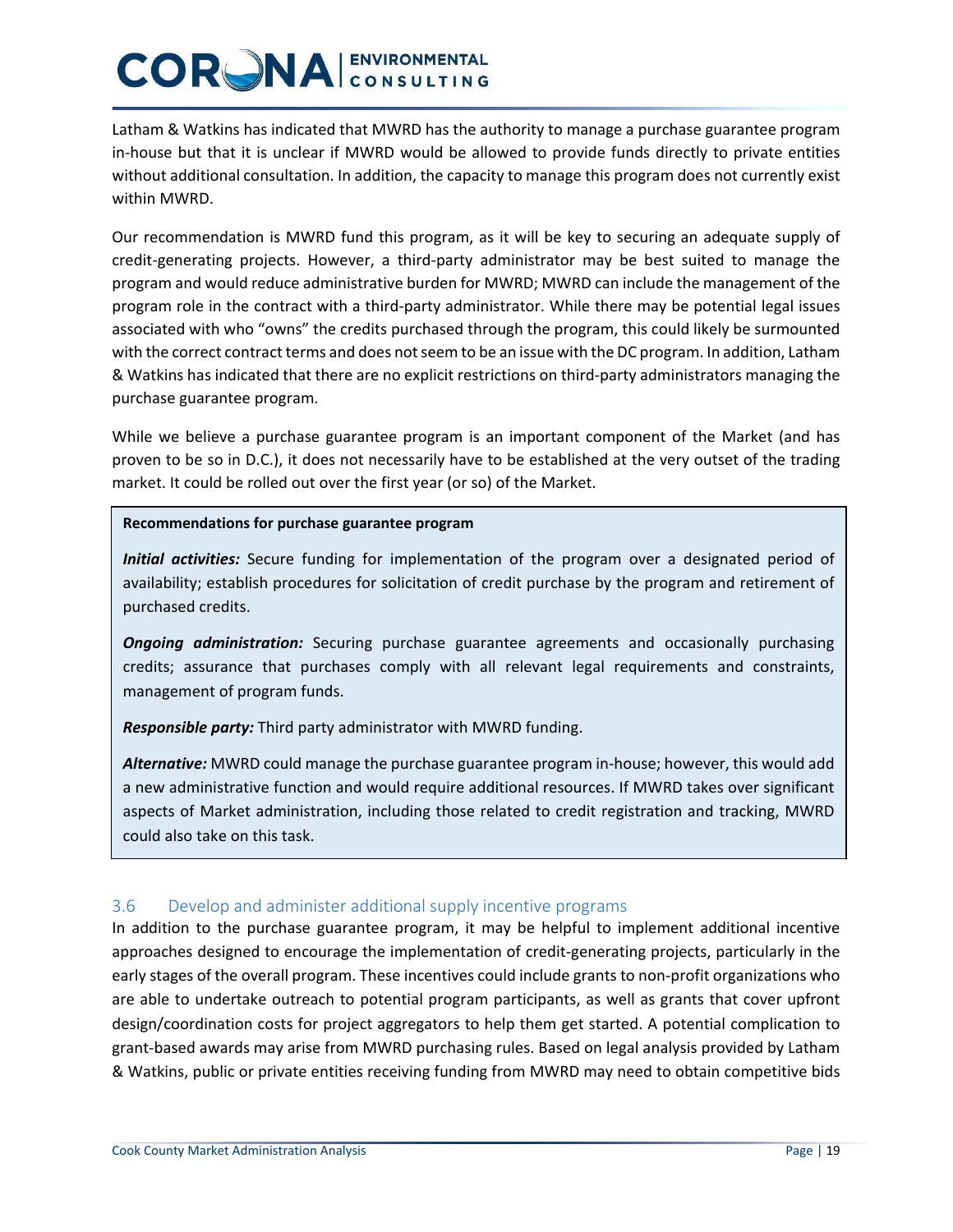Latham & Watkins has indicated that MWRD has the authority to manage a purchase guarantee program in-house but that it is unclear if MWRD would be allowed to provide funds directly to private entities without additional consultation. In addition, the capacity to manage this program does not currently exist within MWRD.

Our recommendation is MWRD fund this program, as it will be key to securing an adequate supply of credit-generating projects. However, a third-party administrator may be best suited to manage the program and would reduce administrative burden for MWRD; MWRD can include the management of the program role in the contract with a third-party administrator. While there may be potential legal issues associated with who "owns" the credits purchased through the program, this could likely be surmounted with the correct contract terms and does not seem to be an issue with the DC program. In addition, Latham & Watkins has indicated that there are no explicit restrictions on third-party administrators managing the purchase guarantee program.

While we believe a purchase guarantee program is an important component of the Market (and has proven to be so in D.C.), it does not necessarily have to be established at the very outset of the trading market. It could be rolled out over the first year (or so) of the Market.

> **Recommendations for purchase guarantee program**
>
> ***Initial activities:*** Secure funding for implementation of the program over a designated period of availability; establish procedures for solicitation of credit purchase by the program and retirement of purchased credits.
>
> ***Ongoing administration:*** Securing purchase guarantee agreements and occasionally purchasing credits; assurance that purchases comply with all relevant legal requirements and constraints, management of program funds.
>
> ***Responsible party:*** Third party administrator with MWRD funding.
>
> ***Alternative:*** MWRD could manage the purchase guarantee program in-house; however, this would add a new administrative function and would require additional resources. If MWRD takes over significant aspects of Market administration, including those related to credit registration and tracking, MWRD could also take on this task.

### 3.6 Develop and administer additional supply incentive programs

In addition to the purchase guarantee program, it may be helpful to implement additional incentive approaches designed to encourage the implementation of credit-generating projects, particularly in the early stages of the overall program. These incentives could include grants to non-profit organizations who are able to undertake outreach to potential program participants, as well as grants that cover upfront design/coordination costs for project aggregators to help them get started. A potential complication to grant-based awards may arise from MWRD purchasing rules. Based on legal analysis provided by Latham & Watkins, public or private entities receiving funding from MWRD may need to obtain competitive bids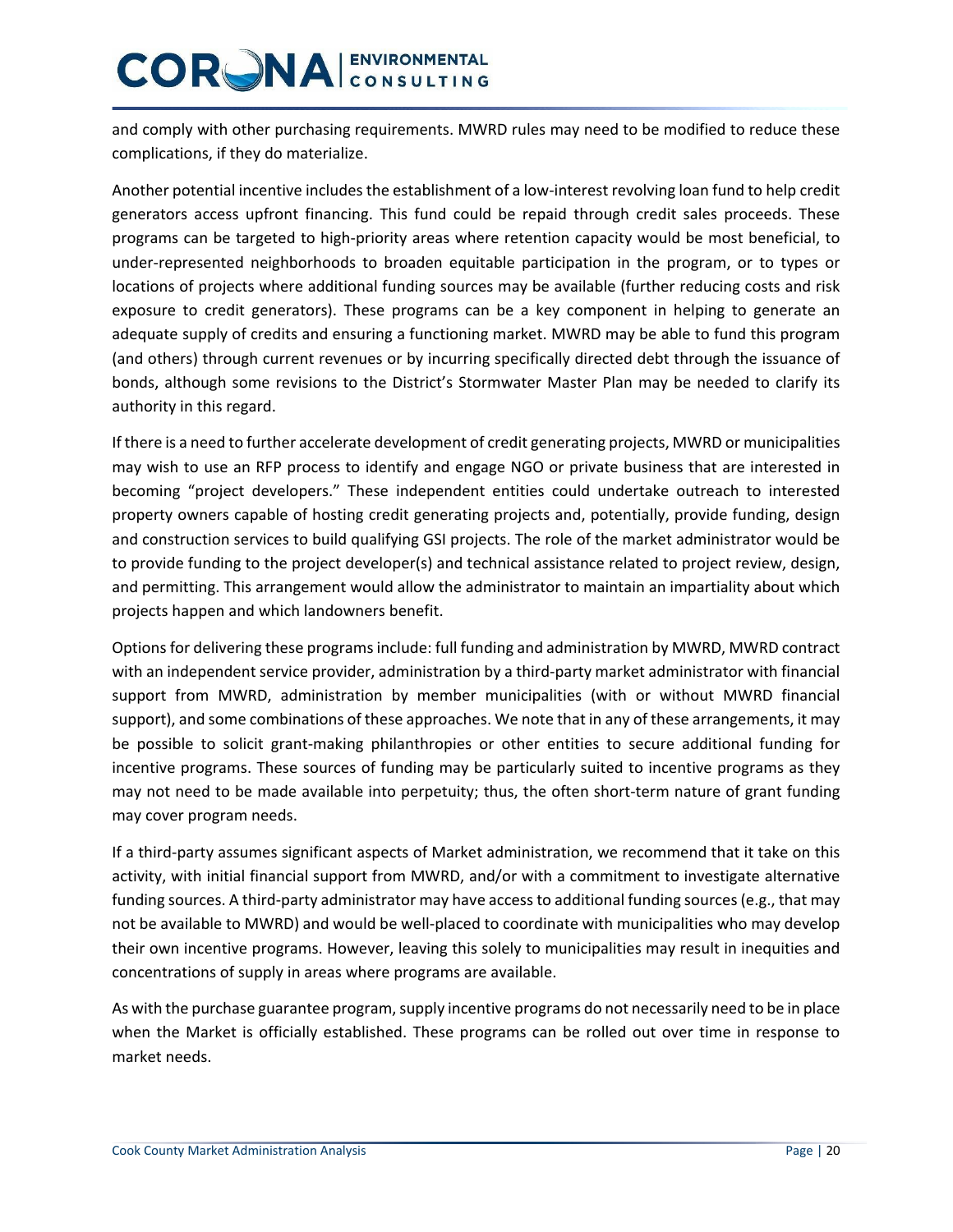and comply with other purchasing requirements. MWRD rules may need to be modified to reduce these complications, if they do materialize.

Another potential incentive includes the establishment of a low-interest revolving loan fund to help credit generators access upfront financing. This fund could be repaid through credit sales proceeds. These programs can be targeted to high-priority areas where retention capacity would be most beneficial, to under-represented neighborhoods to broaden equitable participation in the program, or to types or locations of projects where additional funding sources may be available (further reducing costs and risk exposure to credit generators). These programs can be a key component in helping to generate an adequate supply of credits and ensuring a functioning market. MWRD may be able to fund this program (and others) through current revenues or by incurring specifically directed debt through the issuance of bonds, although some revisions to the District's Stormwater Master Plan may be needed to clarify its authority in this regard.

If there is a need to further accelerate development of credit generating projects, MWRD or municipalities may wish to use an RFP process to identify and engage NGO or private business that are interested in becoming "project developers." These independent entities could undertake outreach to interested property owners capable of hosting credit generating projects and, potentially, provide funding, design and construction services to build qualifying GSI projects. The role of the market administrator would be to provide funding to the project developer(s) and technical assistance related to project review, design, and permitting. This arrangement would allow the administrator to maintain an impartiality about which projects happen and which landowners benefit.

Options for delivering these programs include: full funding and administration by MWRD, MWRD contract with an independent service provider, administration by a third-party market administrator with financial support from MWRD, administration by member municipalities (with or without MWRD financial support), and some combinations of these approaches. We note that in any of these arrangements, it may be possible to solicit grant-making philanthropies or other entities to secure additional funding for incentive programs. These sources of funding may be particularly suited to incentive programs as they may not need to be made available into perpetuity; thus, the often short-term nature of grant funding may cover program needs.

If a third-party assumes significant aspects of Market administration, we recommend that it take on this activity, with initial financial support from MWRD, and/or with a commitment to investigate alternative funding sources. A third-party administrator may have access to additional funding sources (e.g., that may not be available to MWRD) and would be well-placed to coordinate with municipalities who may develop their own incentive programs. However, leaving this solely to municipalities may result in inequities and concentrations of supply in areas where programs are available.

As with the purchase guarantee program, supply incentive programs do not necessarily need to be in place when the Market is officially established. These programs can be rolled out over time in response to market needs.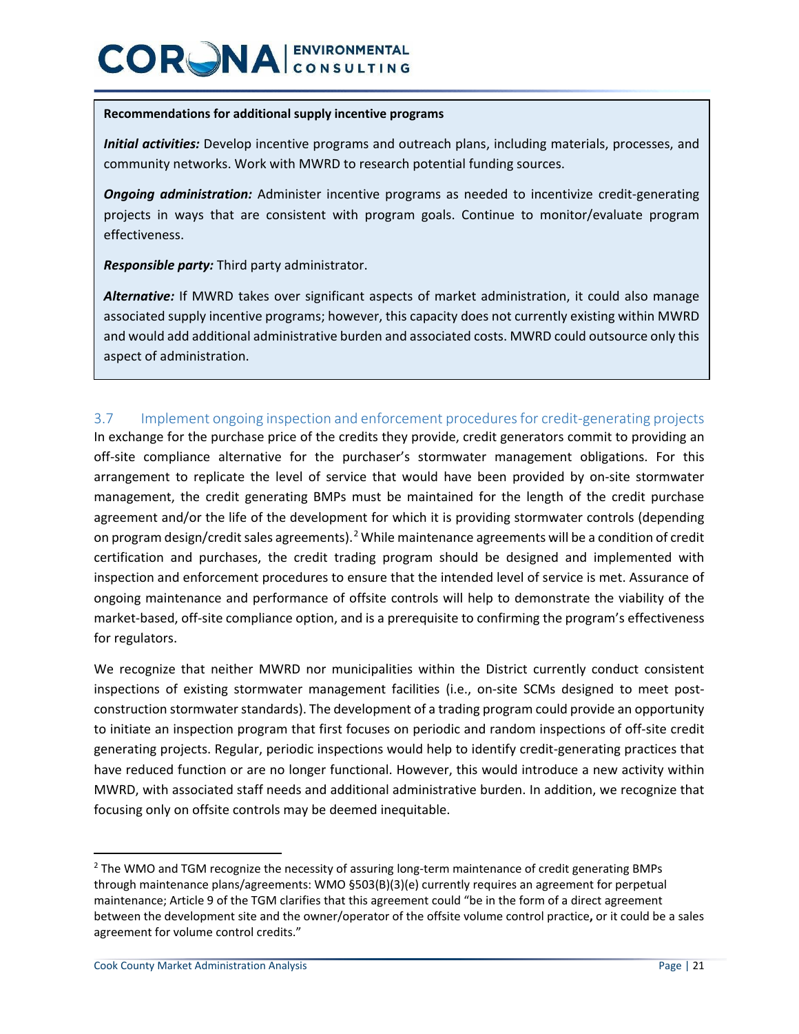**Recommendations for additional supply incentive programs**

***Initial activities:*** Develop incentive programs and outreach plans, including materials, processes, and community networks. Work with MWRD to research potential funding sources.

***Ongoing administration:*** Administer incentive programs as needed to incentivize credit-generating projects in ways that are consistent with program goals. Continue to monitor/evaluate program effectiveness.

***Responsible party:*** Third party administrator.

***Alternative:*** If MWRD takes over significant aspects of market administration, it could also manage associated supply incentive programs; however, this capacity does not currently existing within MWRD and would add additional administrative burden and associated costs. MWRD could outsource only this aspect of administration.

### 3.7 Implement ongoing inspection and enforcement procedures for credit-generating projects

In exchange for the purchase price of the credits they provide, credit generators commit to providing an off-site compliance alternative for the purchaser's stormwater management obligations. For this arrangement to replicate the level of service that would have been provided by on-site stormwater management, the credit generating BMPs must be maintained for the length of the credit purchase agreement and/or the life of the development for which it is providing stormwater controls (depending on program design/credit sales agreements).[2] While maintenance agreements will be a condition of credit certification and purchases, the credit trading program should be designed and implemented with inspection and enforcement procedures to ensure that the intended level of service is met. Assurance of ongoing maintenance and performance of offsite controls will help to demonstrate the viability of the market-based, off-site compliance option, and is a prerequisite to confirming the program's effectiveness for regulators.

We recognize that neither MWRD nor municipalities within the District currently conduct consistent inspections of existing stormwater management facilities (i.e., on-site SCMs designed to meet post-construction stormwater standards). The development of a trading program could provide an opportunity to initiate an inspection program that first focuses on periodic and random inspections of off-site credit generating projects. Regular, periodic inspections would help to identify credit-generating practices that have reduced function or are no longer functional. However, this would introduce a new activity within MWRD, with associated staff needs and additional administrative burden. In addition, we recognize that focusing only on offsite controls may be deemed inequitable.

---

[2] The WMO and TGM recognize the necessity of assuring long-term maintenance of credit generating BMPs through maintenance plans/agreements: WMO §503(B)(3)(e) currently requires an agreement for perpetual maintenance; Article 9 of the TGM clarifies that this agreement could "be in the form of a direct agreement between the development site and the owner/operator of the offsite volume control practice**,** or it could be a sales agreement for volume control credits."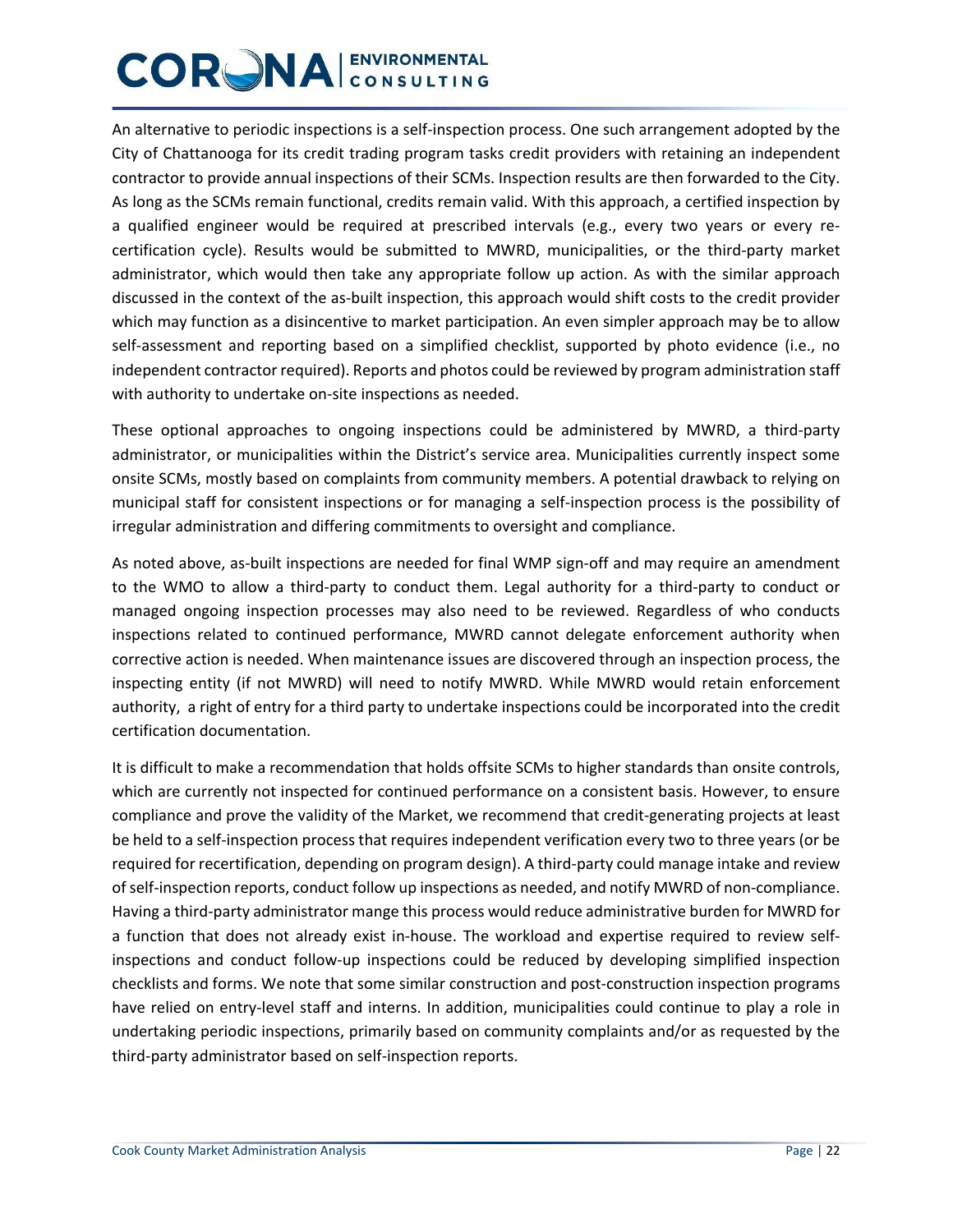An alternative to periodic inspections is a self-inspection process. One such arrangement adopted by the City of Chattanooga for its credit trading program tasks credit providers with retaining an independent contractor to provide annual inspections of their SCMs. Inspection results are then forwarded to the City. As long as the SCMs remain functional, credits remain valid. With this approach, a certified inspection by a qualified engineer would be required at prescribed intervals (e.g., every two years or every re-certification cycle). Results would be submitted to MWRD, municipalities, or the third-party market administrator, which would then take any appropriate follow up action. As with the similar approach discussed in the context of the as-built inspection, this approach would shift costs to the credit provider which may function as a disincentive to market participation. An even simpler approach may be to allow self-assessment and reporting based on a simplified checklist, supported by photo evidence (i.e., no independent contractor required). Reports and photos could be reviewed by program administration staff with authority to undertake on-site inspections as needed.

These optional approaches to ongoing inspections could be administered by MWRD, a third-party administrator, or municipalities within the District's service area. Municipalities currently inspect some onsite SCMs, mostly based on complaints from community members. A potential drawback to relying on municipal staff for consistent inspections or for managing a self-inspection process is the possibility of irregular administration and differing commitments to oversight and compliance.

As noted above, as-built inspections are needed for final WMP sign-off and may require an amendment to the WMO to allow a third-party to conduct them. Legal authority for a third-party to conduct or managed ongoing inspection processes may also need to be reviewed. Regardless of who conducts inspections related to continued performance, MWRD cannot delegate enforcement authority when corrective action is needed. When maintenance issues are discovered through an inspection process, the inspecting entity (if not MWRD) will need to notify MWRD. While MWRD would retain enforcement authority, a right of entry for a third party to undertake inspections could be incorporated into the credit certification documentation.

It is difficult to make a recommendation that holds offsite SCMs to higher standards than onsite controls, which are currently not inspected for continued performance on a consistent basis. However, to ensure compliance and prove the validity of the Market, we recommend that credit-generating projects at least be held to a self-inspection process that requires independent verification every two to three years (or be required for recertification, depending on program design). A third-party could manage intake and review of self-inspection reports, conduct follow up inspections as needed, and notify MWRD of non-compliance. Having a third-party administrator mange this process would reduce administrative burden for MWRD for a function that does not already exist in-house. The workload and expertise required to review self-inspections and conduct follow-up inspections could be reduced by developing simplified inspection checklists and forms. We note that some similar construction and post-construction inspection programs have relied on entry-level staff and interns. In addition, municipalities could continue to play a role in undertaking periodic inspections, primarily based on community complaints and/or as requested by the third-party administrator based on self-inspection reports.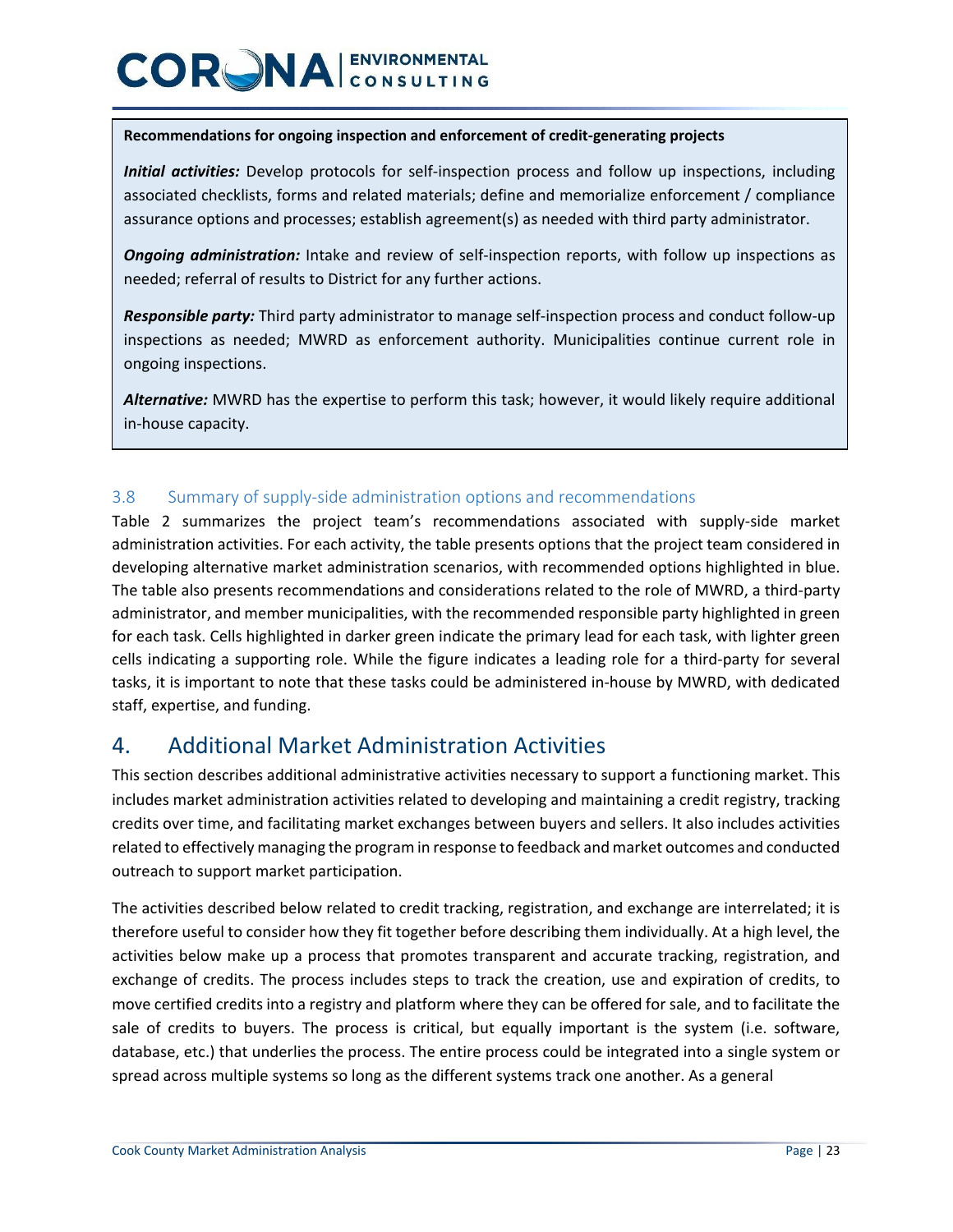**Recommendations for ongoing inspection and enforcement of credit-generating projects**

***Initial activities:*** Develop protocols for self-inspection process and follow up inspections, including associated checklists, forms and related materials; define and memorialize enforcement / compliance assurance options and processes; establish agreement(s) as needed with third party administrator.

***Ongoing administration:*** Intake and review of self-inspection reports, with follow up inspections as needed; referral of results to District for any further actions.

***Responsible party:*** Third party administrator to manage self-inspection process and conduct follow-up inspections as needed; MWRD as enforcement authority. Municipalities continue current role in ongoing inspections.

***Alternative:*** MWRD has the expertise to perform this task; however, it would likely require additional in-house capacity.

### 3.8 Summary of supply-side administration options and recommendations

Table 2 summarizes the project team's recommendations associated with supply-side market administration activities. For each activity, the table presents options that the project team considered in developing alternative market administration scenarios, with recommended options highlighted in blue. The table also presents recommendations and considerations related to the role of MWRD, a third-party administrator, and member municipalities, with the recommended responsible party highlighted in green for each task. Cells highlighted in darker green indicate the primary lead for each task, with lighter green cells indicating a supporting role. While the figure indicates a leading role for a third-party for several tasks, it is important to note that these tasks could be administered in-house by MWRD, with dedicated staff, expertise, and funding.

## 4. Additional Market Administration Activities

This section describes additional administrative activities necessary to support a functioning market. This includes market administration activities related to developing and maintaining a credit registry, tracking credits over time, and facilitating market exchanges between buyers and sellers. It also includes activities related to effectively managing the program in response to feedback and market outcomes and conducted outreach to support market participation.

The activities described below related to credit tracking, registration, and exchange are interrelated; it is therefore useful to consider how they fit together before describing them individually. At a high level, the activities below make up a process that promotes transparent and accurate tracking, registration, and exchange of credits. The process includes steps to track the creation, use and expiration of credits, to move certified credits into a registry and platform where they can be offered for sale, and to facilitate the sale of credits to buyers. The process is critical, but equally important is the system (i.e. software, database, etc.) that underlies the process. The entire process could be integrated into a single system or spread across multiple systems so long as the different systems track one another. As a general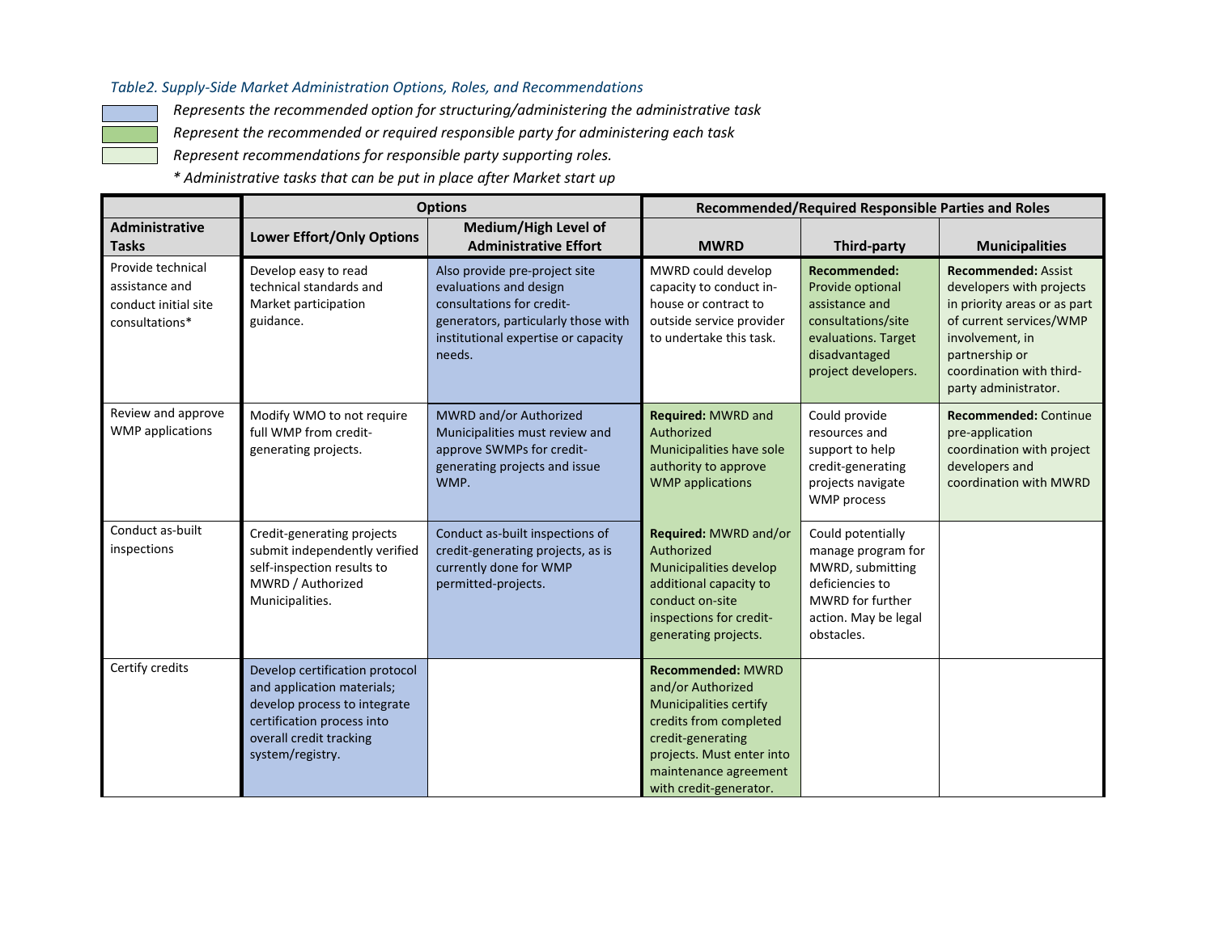*Table2. Supply-Side Market Administration Options, Roles, and Recommendations*

*Represents the recommended option for structuring/administering the administrative task*

*Represent the recommended or required responsible party for administering each task*

*Represent recommendations for responsible party supporting roles.*

*\* Administrative tasks that can be put in place after Market start up*

| | Options | | Recommended/Required Responsible Parties and Roles | | |
|---|---|---|---|---|---|
| **Administrative Tasks** | **Lower Effort/Only Options** | **Medium/High Level of Administrative Effort** | **MWRD** | **Third-party** | **Municipalities** |
| Provide technical assistance and conduct initial site consultations* | Develop easy to read technical standards and Market participation guidance. | Also provide pre-project site evaluations and design consultations for credit-generators, particularly those with institutional expertise or capacity needs. | MWRD could develop capacity to conduct in-house or contract to outside service provider to undertake this task. | **Recommended:** Provide optional assistance and consultations/site evaluations. Target disadvantaged project developers. | **Recommended:** Assist developers with projects in priority areas or as part of current services/WMP involvement, in partnership or coordination with third-party administrator. |
| Review and approve WMP applications | Modify WMO to not require full WMP from credit-generating projects. | MWRD and/or Authorized Municipalities must review and approve SWMPs for credit-generating projects and issue WMP. | **Required:** MWRD and Authorized Municipalities have sole authority to approve WMP applications | Could provide resources and support to help credit-generating projects navigate WMP process | **Recommended:** Continue pre-application coordination with project developers and coordination with MWRD |
| Conduct as-built inspections | Credit-generating projects submit independently verified self-inspection results to MWRD / Authorized Municipalities. | Conduct as-built inspections of credit-generating projects, as is currently done for WMP permitted-projects. | **Required:** MWRD and/or Authorized Municipalities develop additional capacity to conduct on-site inspections for credit-generating projects. | Could potentially manage program for MWRD, submitting deficiencies to MWRD for further action. May be legal obstacles. | |
| Certify credits | Develop certification protocol and application materials; develop process to integrate certification process into overall credit tracking system/registry. | | **Recommended:** MWRD and/or Authorized Municipalities certify credits from completed credit-generating projects. Must enter into maintenance agreement with credit-generator. | | |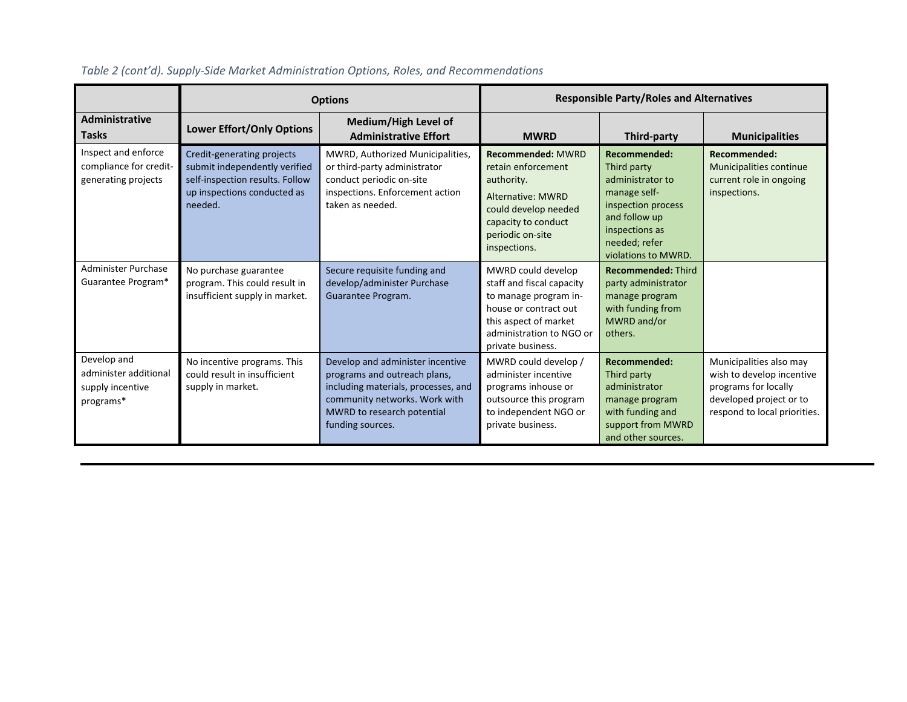*Table 2 (cont'd). Supply-Side Market Administration Options, Roles, and Recommendations*

| | Options | | Responsible Party/Roles and Alternatives | | |
|---|---|---|---|---|---|
| **Administrative Tasks** | **Lower Effort/Only Options** | **Medium/High Level of Administrative Effort** | **MWRD** | **Third-party** | **Municipalities** |
| Inspect and enforce compliance for credit-generating projects | Credit-generating projects submit independently verified self-inspection results. Follow up inspections conducted as needed. | MWRD, Authorized Municipalities, or third-party administrator conduct periodic on-site inspections. Enforcement action taken as needed. | **Recommended:** MWRD retain enforcement authority. Alternative: MWRD could develop needed capacity to conduct periodic on-site inspections. | **Recommended:** Third party administrator to manage self-inspection process and follow up inspections as needed; refer violations to MWRD. | **Recommended:** Municipalities continue current role in ongoing inspections. |
| Administer Purchase Guarantee Program* | No purchase guarantee program. This could result in insufficient supply in market. | Secure requisite funding and develop/administer Purchase Guarantee Program. | MWRD could develop staff and fiscal capacity to manage program in-house or contract out this aspect of market administration to NGO or private business. | **Recommended:** Third party administrator manage program with funding from MWRD and/or others. | |
| Develop and administer additional supply incentive programs* | No incentive programs. This could result in insufficient supply in market. | Develop and administer incentive programs and outreach plans, including materials, processes, and community networks. Work with MWRD to research potential funding sources. | MWRD could develop / administer incentive programs inhouse or outsource this program to independent NGO or private business. | **Recommended:** Third party administrator manage program with funding and support from MWRD and other sources. | Municipalities also may wish to develop incentive programs for locally developed project or to respond to local priorities. |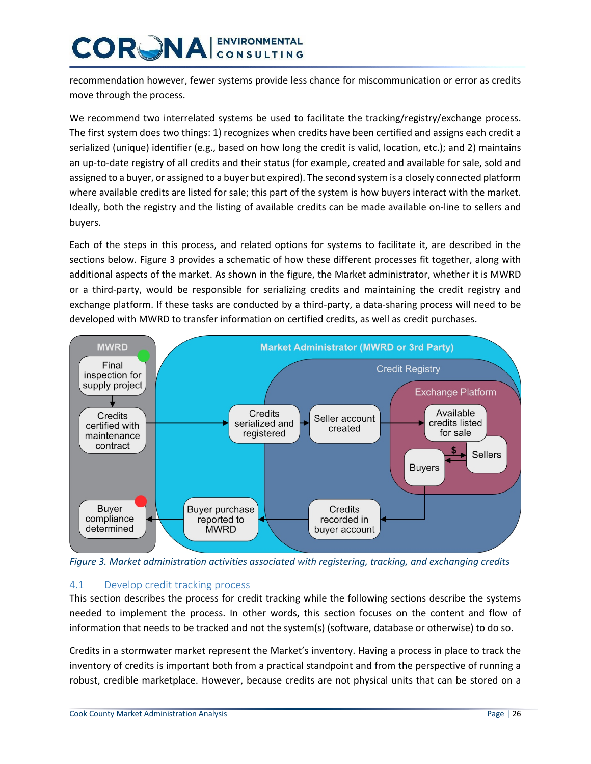recommendation however, fewer systems provide less chance for miscommunication or error as credits move through the process.

We recommend two interrelated systems be used to facilitate the tracking/registry/exchange process. The first system does two things: 1) recognizes when credits have been certified and assigns each credit a serialized (unique) identifier (e.g., based on how long the credit is valid, location, etc.); and 2) maintains an up-to-date registry of all credits and their status (for example, created and available for sale, sold and assigned to a buyer, or assigned to a buyer but expired). The second system is a closely connected platform where available credits are listed for sale; this part of the system is how buyers interact with the market. Ideally, both the registry and the listing of available credits can be made available on-line to sellers and buyers.

Each of the steps in this process, and related options for systems to facilitate it, are described in the sections below. Figure 3 provides a schematic of how these different processes fit together, along with additional aspects of the market. As shown in the figure, the Market administrator, whether it is MWRD or a third-party, would be responsible for serializing credits and maintaining the credit registry and exchange platform. If these tasks are conducted by a third-party, a data-sharing process will need to be developed with MWRD to transfer information on certified credits, as well as credit purchases.

*Figure 3. Market administration activities associated with registering, tracking, and exchanging credits*

## 4.1 Develop credit tracking process

This section describes the process for credit tracking while the following sections describe the systems needed to implement the process. In other words, this section focuses on the content and flow of information that needs to be tracked and not the system(s) (software, database or otherwise) to do so.

Credits in a stormwater market represent the Market's inventory. Having a process in place to track the inventory of credits is important both from a practical standpoint and from the perspective of running a robust, credible marketplace. However, because credits are not physical units that can be stored on a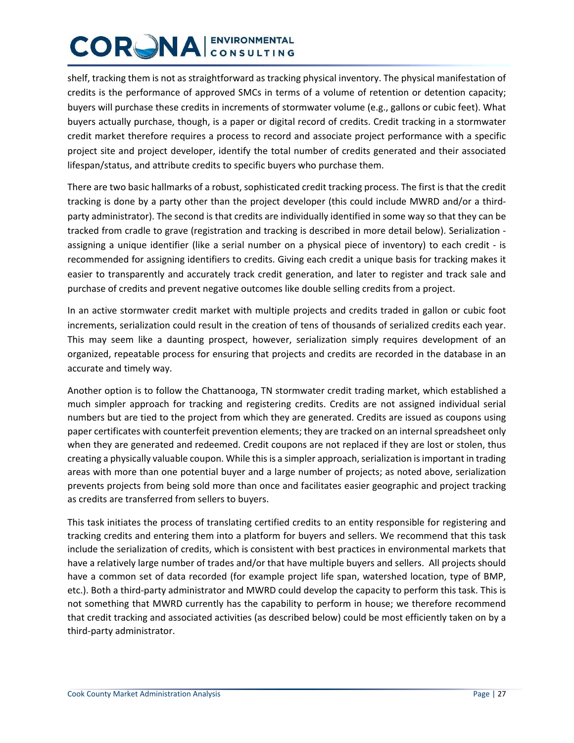shelf, tracking them is not as straightforward as tracking physical inventory. The physical manifestation of credits is the performance of approved SMCs in terms of a volume of retention or detention capacity; buyers will purchase these credits in increments of stormwater volume (e.g., gallons or cubic feet). What buyers actually purchase, though, is a paper or digital record of credits. Credit tracking in a stormwater credit market therefore requires a process to record and associate project performance with a specific project site and project developer, identify the total number of credits generated and their associated lifespan/status, and attribute credits to specific buyers who purchase them.

There are two basic hallmarks of a robust, sophisticated credit tracking process. The first is that the credit tracking is done by a party other than the project developer (this could include MWRD and/or a third-party administrator). The second is that credits are individually identified in some way so that they can be tracked from cradle to grave (registration and tracking is described in more detail below). Serialization - assigning a unique identifier (like a serial number on a physical piece of inventory) to each credit - is recommended for assigning identifiers to credits. Giving each credit a unique basis for tracking makes it easier to transparently and accurately track credit generation, and later to register and track sale and purchase of credits and prevent negative outcomes like double selling credits from a project.

In an active stormwater credit market with multiple projects and credits traded in gallon or cubic foot increments, serialization could result in the creation of tens of thousands of serialized credits each year. This may seem like a daunting prospect, however, serialization simply requires development of an organized, repeatable process for ensuring that projects and credits are recorded in the database in an accurate and timely way.

Another option is to follow the Chattanooga, TN stormwater credit trading market, which established a much simpler approach for tracking and registering credits. Credits are not assigned individual serial numbers but are tied to the project from which they are generated. Credits are issued as coupons using paper certificates with counterfeit prevention elements; they are tracked on an internal spreadsheet only when they are generated and redeemed. Credit coupons are not replaced if they are lost or stolen, thus creating a physically valuable coupon. While this is a simpler approach, serialization is important in trading areas with more than one potential buyer and a large number of projects; as noted above, serialization prevents projects from being sold more than once and facilitates easier geographic and project tracking as credits are transferred from sellers to buyers.

This task initiates the process of translating certified credits to an entity responsible for registering and tracking credits and entering them into a platform for buyers and sellers. We recommend that this task include the serialization of credits, which is consistent with best practices in environmental markets that have a relatively large number of trades and/or that have multiple buyers and sellers. All projects should have a common set of data recorded (for example project life span, watershed location, type of BMP, etc.). Both a third-party administrator and MWRD could develop the capacity to perform this task. This is not something that MWRD currently has the capability to perform in house; we therefore recommend that credit tracking and associated activities (as described below) could be most efficiently taken on by a third-party administrator.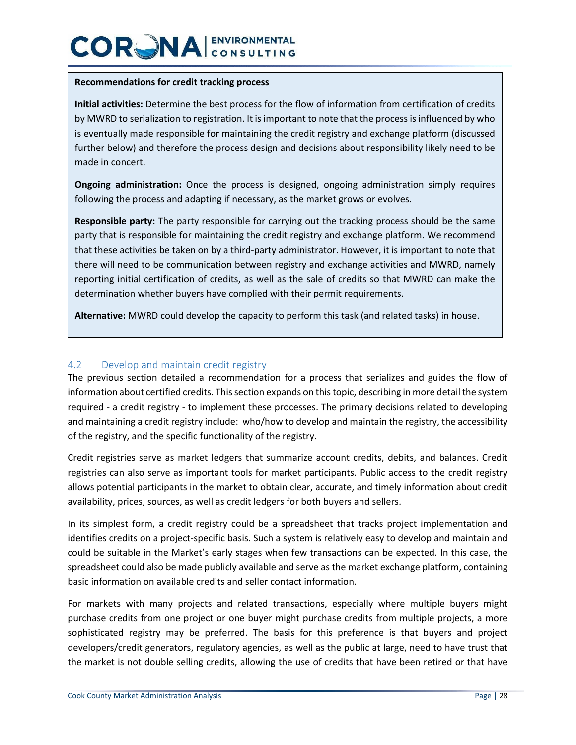**Recommendations for credit tracking process**

**Initial activities:** Determine the best process for the flow of information from certification of credits by MWRD to serialization to registration. It is important to note that the process is influenced by who is eventually made responsible for maintaining the credit registry and exchange platform (discussed further below) and therefore the process design and decisions about responsibility likely need to be made in concert.

**Ongoing administration:** Once the process is designed, ongoing administration simply requires following the process and adapting if necessary, as the market grows or evolves.

**Responsible party:** The party responsible for carrying out the tracking process should be the same party that is responsible for maintaining the credit registry and exchange platform. We recommend that these activities be taken on by a third-party administrator. However, it is important to note that there will need to be communication between registry and exchange activities and MWRD, namely reporting initial certification of credits, as well as the sale of credits so that MWRD can make the determination whether buyers have complied with their permit requirements.

**Alternative:** MWRD could develop the capacity to perform this task (and related tasks) in house.

## 4.2 Develop and maintain credit registry

The previous section detailed a recommendation for a process that serializes and guides the flow of information about certified credits. This section expands on this topic, describing in more detail the system required - a credit registry - to implement these processes. The primary decisions related to developing and maintaining a credit registry include: who/how to develop and maintain the registry, the accessibility of the registry, and the specific functionality of the registry.

Credit registries serve as market ledgers that summarize account credits, debits, and balances. Credit registries can also serve as important tools for market participants. Public access to the credit registry allows potential participants in the market to obtain clear, accurate, and timely information about credit availability, prices, sources, as well as credit ledgers for both buyers and sellers.

In its simplest form, a credit registry could be a spreadsheet that tracks project implementation and identifies credits on a project-specific basis. Such a system is relatively easy to develop and maintain and could be suitable in the Market's early stages when few transactions can be expected. In this case, the spreadsheet could also be made publicly available and serve as the market exchange platform, containing basic information on available credits and seller contact information.

For markets with many projects and related transactions, especially where multiple buyers might purchase credits from one project or one buyer might purchase credits from multiple projects, a more sophisticated registry may be preferred. The basis for this preference is that buyers and project developers/credit generators, regulatory agencies, as well as the public at large, need to have trust that the market is not double selling credits, allowing the use of credits that have been retired or that have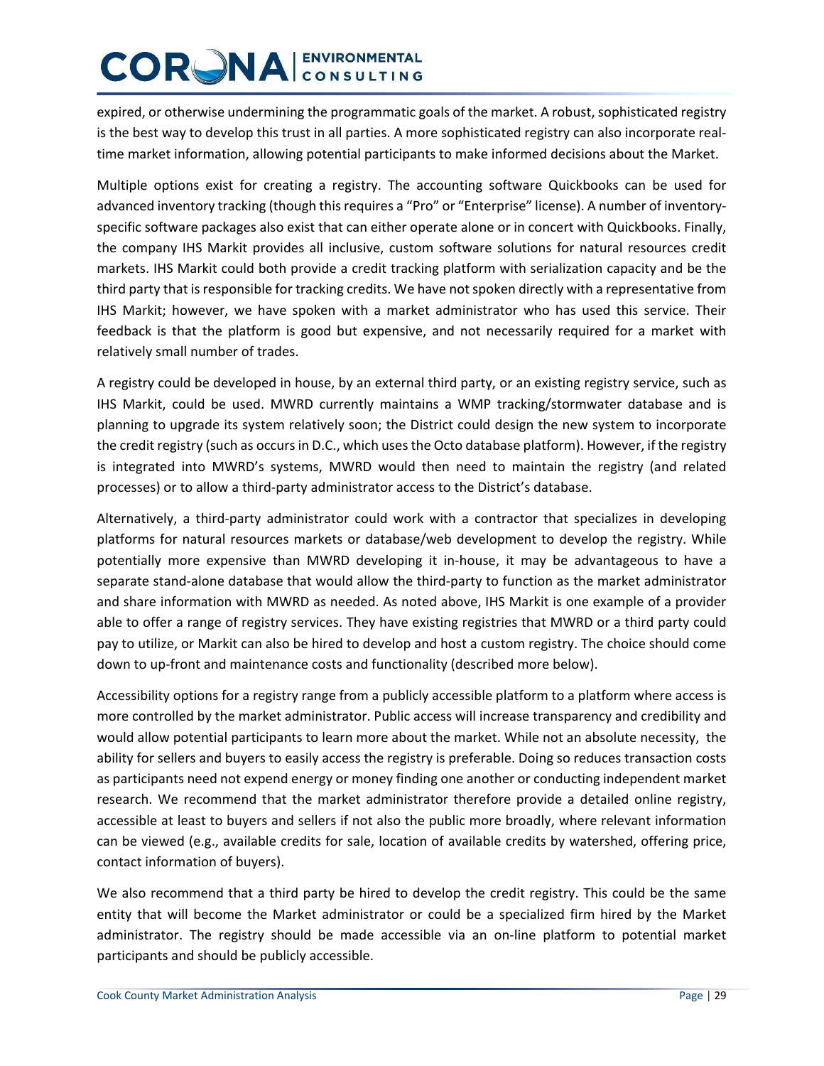expired, or otherwise undermining the programmatic goals of the market. A robust, sophisticated registry is the best way to develop this trust in all parties. A more sophisticated registry can also incorporate real-time market information, allowing potential participants to make informed decisions about the Market.

Multiple options exist for creating a registry. The accounting software Quickbooks can be used for advanced inventory tracking (though this requires a "Pro" or "Enterprise" license). A number of inventory-specific software packages also exist that can either operate alone or in concert with Quickbooks. Finally, the company IHS Markit provides all inclusive, custom software solutions for natural resources credit markets. IHS Markit could both provide a credit tracking platform with serialization capacity and be the third party that is responsible for tracking credits. We have not spoken directly with a representative from IHS Markit; however, we have spoken with a market administrator who has used this service. Their feedback is that the platform is good but expensive, and not necessarily required for a market with relatively small number of trades.

A registry could be developed in house, by an external third party, or an existing registry service, such as IHS Markit, could be used. MWRD currently maintains a WMP tracking/stormwater database and is planning to upgrade its system relatively soon; the District could design the new system to incorporate the credit registry (such as occurs in D.C., which uses the Octo database platform). However, if the registry is integrated into MWRD's systems, MWRD would then need to maintain the registry (and related processes) or to allow a third-party administrator access to the District's database.

Alternatively, a third-party administrator could work with a contractor that specializes in developing platforms for natural resources markets or database/web development to develop the registry. While potentially more expensive than MWRD developing it in-house, it may be advantageous to have a separate stand-alone database that would allow the third-party to function as the market administrator and share information with MWRD as needed. As noted above, IHS Markit is one example of a provider able to offer a range of registry services. They have existing registries that MWRD or a third party could pay to utilize, or Markit can also be hired to develop and host a custom registry. The choice should come down to up-front and maintenance costs and functionality (described more below).

Accessibility options for a registry range from a publicly accessible platform to a platform where access is more controlled by the market administrator. Public access will increase transparency and credibility and would allow potential participants to learn more about the market. While not an absolute necessity, the ability for sellers and buyers to easily access the registry is preferable. Doing so reduces transaction costs as participants need not expend energy or money finding one another or conducting independent market research. We recommend that the market administrator therefore provide a detailed online registry, accessible at least to buyers and sellers if not also the public more broadly, where relevant information can be viewed (e.g., available credits for sale, location of available credits by watershed, offering price, contact information of buyers).

We also recommend that a third party be hired to develop the credit registry. This could be the same entity that will become the Market administrator or could be a specialized firm hired by the Market administrator. The registry should be made accessible via an on-line platform to potential market participants and should be publicly accessible.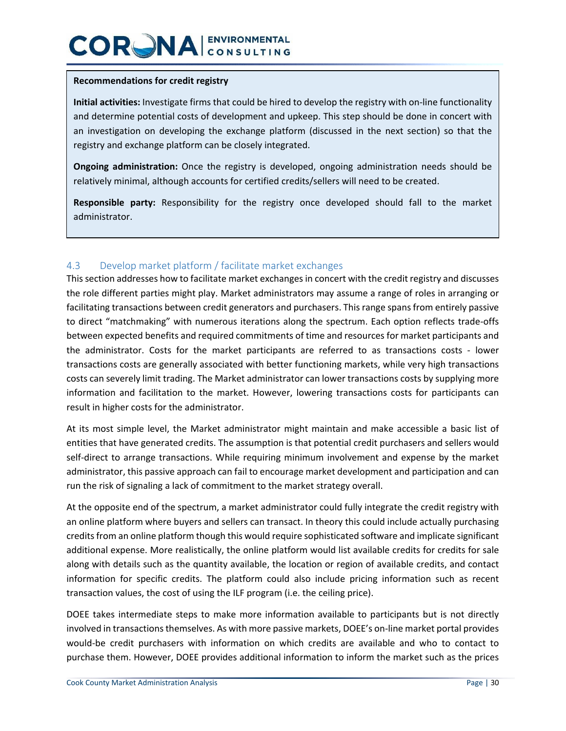**Recommendations for credit registry**

**Initial activities:** Investigate firms that could be hired to develop the registry with on-line functionality and determine potential costs of development and upkeep. This step should be done in concert with an investigation on developing the exchange platform (discussed in the next section) so that the registry and exchange platform can be closely integrated.

**Ongoing administration:** Once the registry is developed, ongoing administration needs should be relatively minimal, although accounts for certified credits/sellers will need to be created.

**Responsible party:** Responsibility for the registry once developed should fall to the market administrator.

## 4.3 Develop market platform / facilitate market exchanges

This section addresses how to facilitate market exchanges in concert with the credit registry and discusses the role different parties might play. Market administrators may assume a range of roles in arranging or facilitating transactions between credit generators and purchasers. This range spans from entirely passive to direct "matchmaking" with numerous iterations along the spectrum. Each option reflects trade-offs between expected benefits and required commitments of time and resources for market participants and the administrator. Costs for the market participants are referred to as transactions costs - lower transactions costs are generally associated with better functioning markets, while very high transactions costs can severely limit trading. The Market administrator can lower transactions costs by supplying more information and facilitation to the market. However, lowering transactions costs for participants can result in higher costs for the administrator.

At its most simple level, the Market administrator might maintain and make accessible a basic list of entities that have generated credits. The assumption is that potential credit purchasers and sellers would self-direct to arrange transactions. While requiring minimum involvement and expense by the market administrator, this passive approach can fail to encourage market development and participation and can run the risk of signaling a lack of commitment to the market strategy overall.

At the opposite end of the spectrum, a market administrator could fully integrate the credit registry with an online platform where buyers and sellers can transact. In theory this could include actually purchasing credits from an online platform though this would require sophisticated software and implicate significant additional expense. More realistically, the online platform would list available credits for credits for sale along with details such as the quantity available, the location or region of available credits, and contact information for specific credits. The platform could also include pricing information such as recent transaction values, the cost of using the ILF program (i.e. the ceiling price).

DOEE takes intermediate steps to make more information available to participants but is not directly involved in transactions themselves. As with more passive markets, DOEE's on-line market portal provides would-be credit purchasers with information on which credits are available and who to contact to purchase them. However, DOEE provides additional information to inform the market such as the prices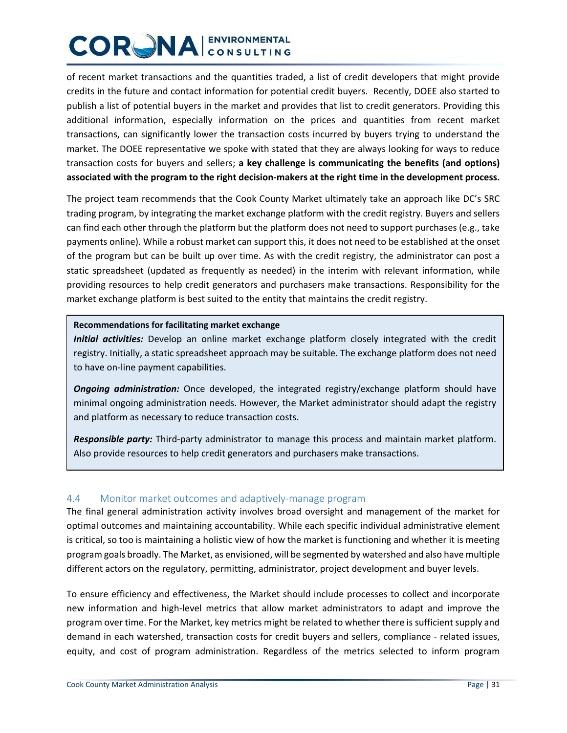of recent market transactions and the quantities traded, a list of credit developers that might provide credits in the future and contact information for potential credit buyers. Recently, DOEE also started to publish a list of potential buyers in the market and provides that list to credit generators. Providing this additional information, especially information on the prices and quantities from recent market transactions, can significantly lower the transaction costs incurred by buyers trying to understand the market. The DOEE representative we spoke with stated that they are always looking for ways to reduce transaction costs for buyers and sellers; **a key challenge is communicating the benefits (and options) associated with the program to the right decision-makers at the right time in the development process.**

The project team recommends that the Cook County Market ultimately take an approach like DC's SRC trading program, by integrating the market exchange platform with the credit registry. Buyers and sellers can find each other through the platform but the platform does not need to support purchases (e.g., take payments online). While a robust market can support this, it does not need to be established at the onset of the program but can be built up over time. As with the credit registry, the administrator can post a static spreadsheet (updated as frequently as needed) in the interim with relevant information, while providing resources to help credit generators and purchasers make transactions. Responsibility for the market exchange platform is best suited to the entity that maintains the credit registry.

> **Recommendations for facilitating market exchange**
>
> ***Initial activities:*** Develop an online market exchange platform closely integrated with the credit registry. Initially, a static spreadsheet approach may be suitable. The exchange platform does not need to have on-line payment capabilities.
>
> ***Ongoing administration:*** Once developed, the integrated registry/exchange platform should have minimal ongoing administration needs. However, the Market administrator should adapt the registry and platform as necessary to reduce transaction costs.
>
> ***Responsible party:*** Third-party administrator to manage this process and maintain market platform. Also provide resources to help credit generators and purchasers make transactions.

## 4.4 Monitor market outcomes and adaptively-manage program

The final general administration activity involves broad oversight and management of the market for optimal outcomes and maintaining accountability. While each specific individual administrative element is critical, so too is maintaining a holistic view of how the market is functioning and whether it is meeting program goals broadly. The Market, as envisioned, will be segmented by watershed and also have multiple different actors on the regulatory, permitting, administrator, project development and buyer levels.

To ensure efficiency and effectiveness, the Market should include processes to collect and incorporate new information and high-level metrics that allow market administrators to adapt and improve the program over time. For the Market, key metrics might be related to whether there is sufficient supply and demand in each watershed, transaction costs for credit buyers and sellers, compliance - related issues, equity, and cost of program administration. Regardless of the metrics selected to inform program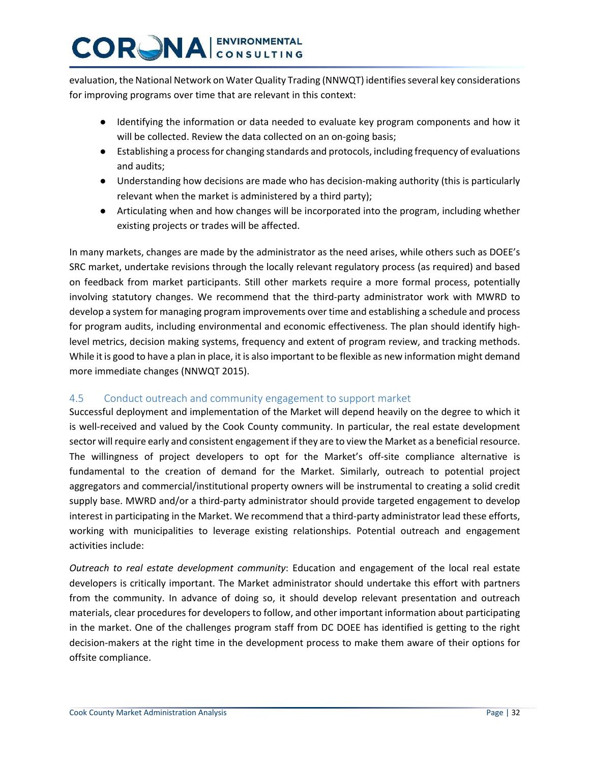evaluation, the National Network on Water Quality Trading (NNWQT) identifies several key considerations for improving programs over time that are relevant in this context:

- Identifying the information or data needed to evaluate key program components and how it will be collected. Review the data collected on an on-going basis;
- Establishing a process for changing standards and protocols, including frequency of evaluations and audits;
- Understanding how decisions are made who has decision-making authority (this is particularly relevant when the market is administered by a third party);
- Articulating when and how changes will be incorporated into the program, including whether existing projects or trades will be affected.

In many markets, changes are made by the administrator as the need arises, while others such as DOEE's SRC market, undertake revisions through the locally relevant regulatory process (as required) and based on feedback from market participants. Still other markets require a more formal process, potentially involving statutory changes. We recommend that the third-party administrator work with MWRD to develop a system for managing program improvements over time and establishing a schedule and process for program audits, including environmental and economic effectiveness. The plan should identify high-level metrics, decision making systems, frequency and extent of program review, and tracking methods. While it is good to have a plan in place, it is also important to be flexible as new information might demand more immediate changes (NNWQT 2015).

## 4.5 Conduct outreach and community engagement to support market

Successful deployment and implementation of the Market will depend heavily on the degree to which it is well-received and valued by the Cook County community. In particular, the real estate development sector will require early and consistent engagement if they are to view the Market as a beneficial resource. The willingness of project developers to opt for the Market's off-site compliance alternative is fundamental to the creation of demand for the Market. Similarly, outreach to potential project aggregators and commercial/institutional property owners will be instrumental to creating a solid credit supply base. MWRD and/or a third-party administrator should provide targeted engagement to develop interest in participating in the Market. We recommend that a third-party administrator lead these efforts, working with municipalities to leverage existing relationships. Potential outreach and engagement activities include:

*Outreach to real estate development community*: Education and engagement of the local real estate developers is critically important. The Market administrator should undertake this effort with partners from the community. In advance of doing so, it should develop relevant presentation and outreach materials, clear procedures for developers to follow, and other important information about participating in the market. One of the challenges program staff from DC DOEE has identified is getting to the right decision-makers at the right time in the development process to make them aware of their options for offsite compliance.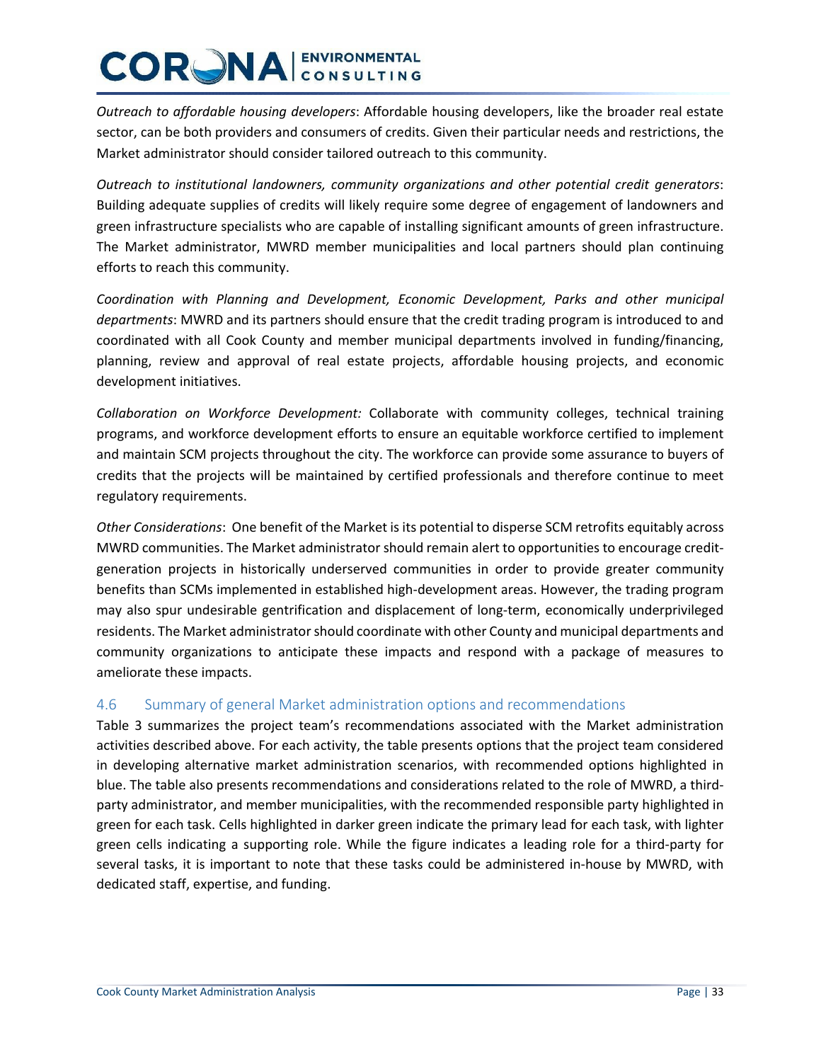*Outreach to affordable housing developers*: Affordable housing developers, like the broader real estate sector, can be both providers and consumers of credits. Given their particular needs and restrictions, the Market administrator should consider tailored outreach to this community.

*Outreach to institutional landowners, community organizations and other potential credit generators*: Building adequate supplies of credits will likely require some degree of engagement of landowners and green infrastructure specialists who are capable of installing significant amounts of green infrastructure. The Market administrator, MWRD member municipalities and local partners should plan continuing efforts to reach this community.

*Coordination with Planning and Development, Economic Development, Parks and other municipal departments*: MWRD and its partners should ensure that the credit trading program is introduced to and coordinated with all Cook County and member municipal departments involved in funding/financing, planning, review and approval of real estate projects, affordable housing projects, and economic development initiatives.

*Collaboration on Workforce Development:* Collaborate with community colleges, technical training programs, and workforce development efforts to ensure an equitable workforce certified to implement and maintain SCM projects throughout the city. The workforce can provide some assurance to buyers of credits that the projects will be maintained by certified professionals and therefore continue to meet regulatory requirements.

*Other Considerations*: One benefit of the Market is its potential to disperse SCM retrofits equitably across MWRD communities. The Market administrator should remain alert to opportunities to encourage credit-generation projects in historically underserved communities in order to provide greater community benefits than SCMs implemented in established high-development areas. However, the trading program may also spur undesirable gentrification and displacement of long-term, economically underprivileged residents. The Market administrator should coordinate with other County and municipal departments and community organizations to anticipate these impacts and respond with a package of measures to ameliorate these impacts.

## 4.6 Summary of general Market administration options and recommendations

Table 3 summarizes the project team's recommendations associated with the Market administration activities described above. For each activity, the table presents options that the project team considered in developing alternative market administration scenarios, with recommended options highlighted in blue. The table also presents recommendations and considerations related to the role of MWRD, a third-party administrator, and member municipalities, with the recommended responsible party highlighted in green for each task. Cells highlighted in darker green indicate the primary lead for each task, with lighter green cells indicating a supporting role. While the figure indicates a leading role for a third-party for several tasks, it is important to note that these tasks could be administered in-house by MWRD, with dedicated staff, expertise, and funding.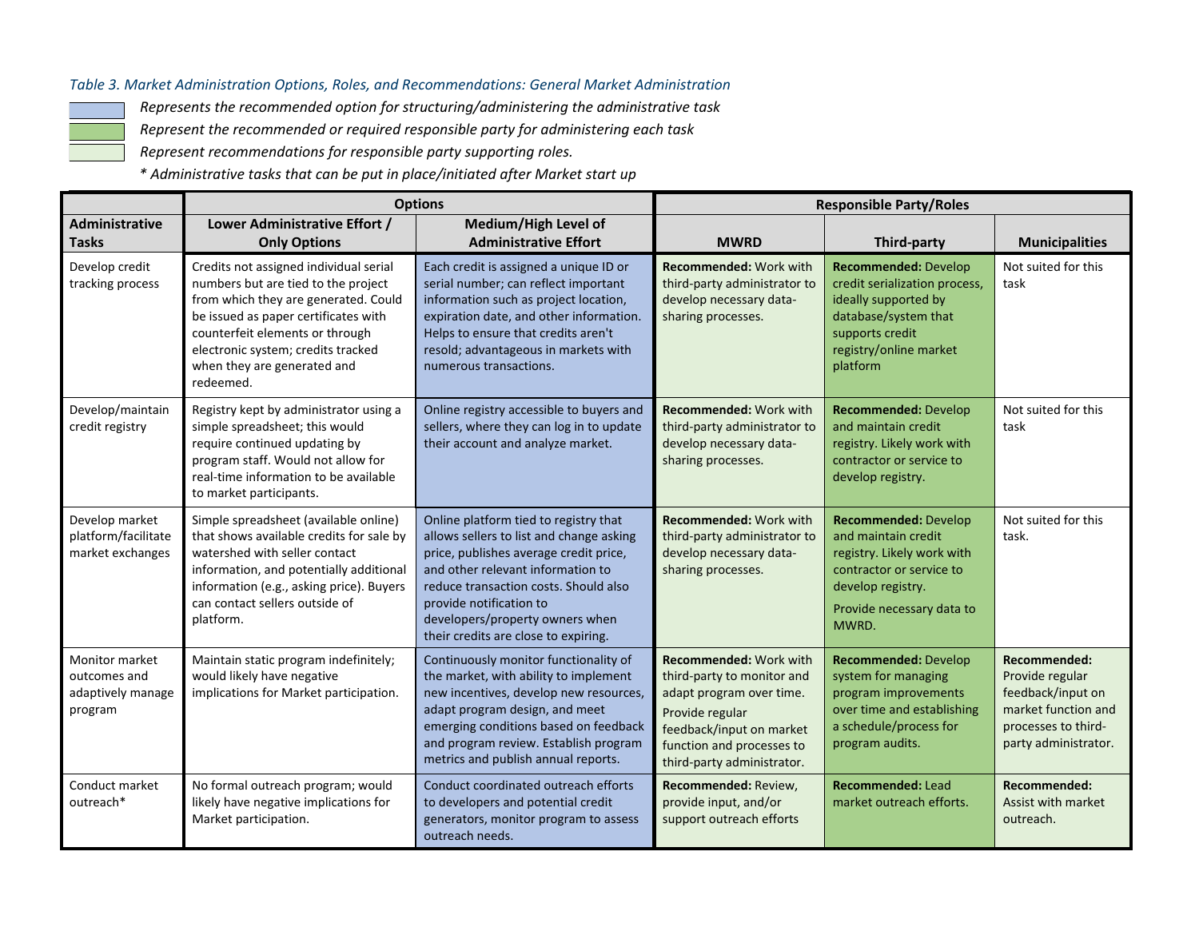*Table 3. Market Administration Options, Roles, and Recommendations: General Market Administration*

*Represents the recommended option for structuring/administering the administrative task*

*Represent the recommended or required responsible party for administering each task*

*Represent recommendations for responsible party supporting roles.*

*\* Administrative tasks that can be put in place/initiated after Market start up*

| | Options | | Responsible Party/Roles | | |
|---|---|---|---|---|---|
| **Administrative Tasks** | **Lower Administrative Effort / Only Options** | **Medium/High Level of Administrative Effort** | **MWRD** | **Third-party** | **Municipalities** |
| Develop credit tracking process | Credits not assigned individual serial numbers but are tied to the project from which they are generated. Could be issued as paper certificates with counterfeit elements or through electronic system; credits tracked when they are generated and redeemed. | Each credit is assigned a unique ID or serial number; can reflect important information such as project location, expiration date, and other information. Helps to ensure that credits aren't resold; advantageous in markets with numerous transactions. | **Recommended:** Work with third-party administrator to develop necessary data-sharing processes. | **Recommended:** Develop credit serialization process, ideally supported by database/system that supports credit registry/online market platform | Not suited for this task |
| Develop/maintain credit registry | Registry kept by administrator using a simple spreadsheet; this would require continued updating by program staff. Would not allow for real-time information to be available to market participants. | Online registry accessible to buyers and sellers, where they can log in to update their account and analyze market. | **Recommended:** Work with third-party administrator to develop necessary data-sharing processes. | **Recommended:** Develop and maintain credit registry. Likely work with contractor or service to develop registry. | Not suited for this task |
| Develop market platform/facilitate market exchanges | Simple spreadsheet (available online) that shows available credits for sale by watershed with seller contact information, and potentially additional information (e.g., asking price). Buyers can contact sellers outside of platform. | Online platform tied to registry that allows sellers to list and change asking price, publishes average credit price, and other relevant information to reduce transaction costs. Should also provide notification to developers/property owners when their credits are close to expiring. | **Recommended:** Work with third-party administrator to develop necessary data-sharing processes. | **Recommended:** Develop and maintain credit registry. Likely work with contractor or service to develop registry. Provide necessary data to MWRD. | Not suited for this task. |
| Monitor market outcomes and adaptively manage program | Maintain static program indefinitely; would likely have negative implications for Market participation. | Continuously monitor functionality of the market, with ability to implement new incentives, develop new resources, adapt program design, and meet emerging conditions based on feedback and program review. Establish program metrics and publish annual reports. | **Recommended:** Work with third-party to monitor and adapt program over time. Provide regular feedback/input on market function and processes to third-party administrator. | **Recommended:** Develop system for managing program improvements over time and establishing a schedule/process for program audits. | **Recommended:** Provide regular feedback/input on market function and processes to third-party administrator. |
| Conduct market outreach* | No formal outreach program; would likely have negative implications for Market participation. | Conduct coordinated outreach efforts to developers and potential credit generators, monitor program to assess outreach needs. | **Recommended:** Review, provide input, and/or support outreach efforts | **Recommended:** Lead market outreach efforts. | **Recommended:** Assist with market outreach. |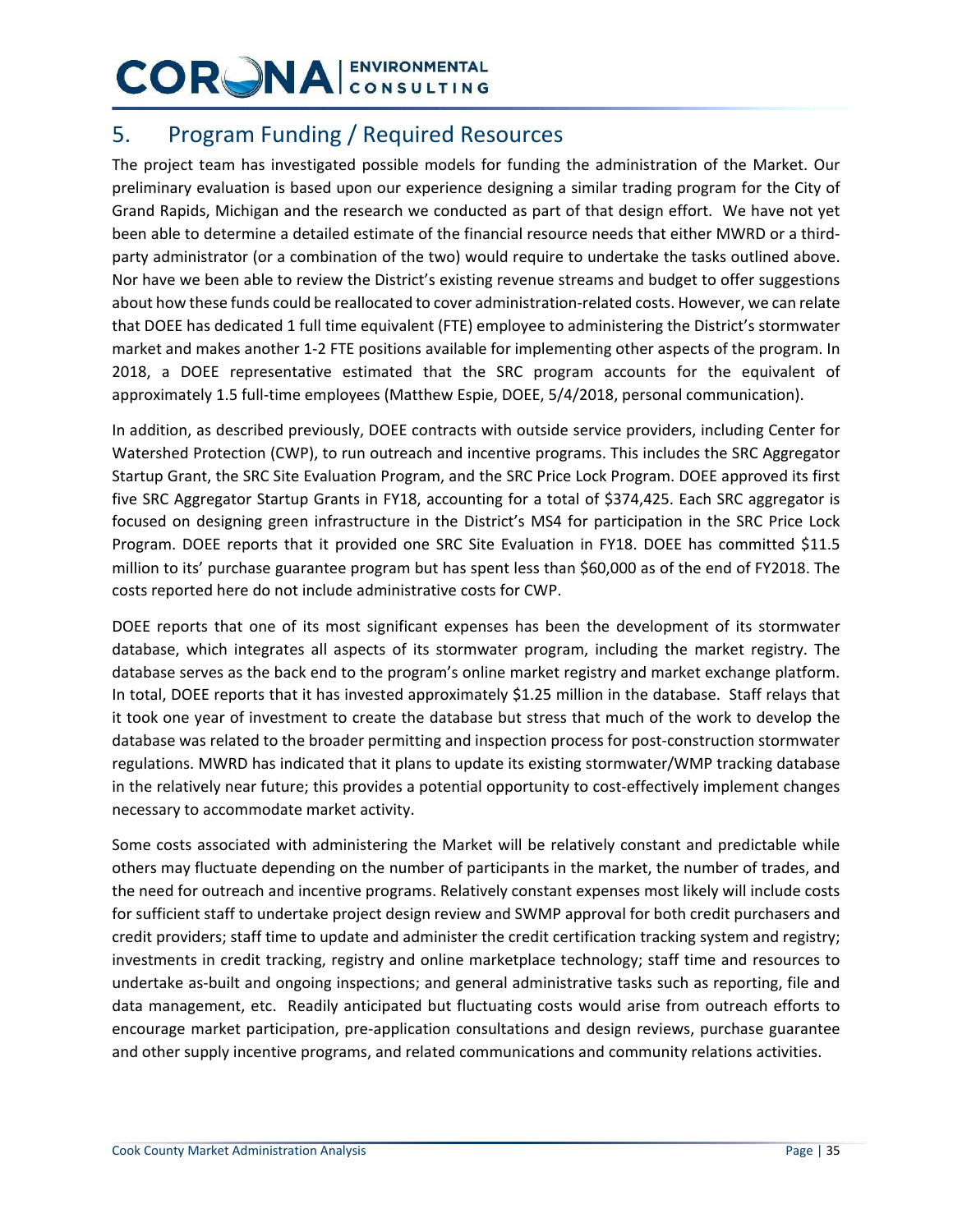## 5. Program Funding / Required Resources

The project team has investigated possible models for funding the administration of the Market. Our preliminary evaluation is based upon our experience designing a similar trading program for the City of Grand Rapids, Michigan and the research we conducted as part of that design effort. We have not yet been able to determine a detailed estimate of the financial resource needs that either MWRD or a third-party administrator (or a combination of the two) would require to undertake the tasks outlined above. Nor have we been able to review the District's existing revenue streams and budget to offer suggestions about how these funds could be reallocated to cover administration-related costs. However, we can relate that DOEE has dedicated 1 full time equivalent (FTE) employee to administering the District's stormwater market and makes another 1-2 FTE positions available for implementing other aspects of the program. In 2018, a DOEE representative estimated that the SRC program accounts for the equivalent of approximately 1.5 full-time employees (Matthew Espie, DOEE, 5/4/2018, personal communication).

In addition, as described previously, DOEE contracts with outside service providers, including Center for Watershed Protection (CWP), to run outreach and incentive programs. This includes the SRC Aggregator Startup Grant, the SRC Site Evaluation Program, and the SRC Price Lock Program. DOEE approved its first five SRC Aggregator Startup Grants in FY18, accounting for a total of $374,425. Each SRC aggregator is focused on designing green infrastructure in the District's MS4 for participation in the SRC Price Lock Program. DOEE reports that it provided one SRC Site Evaluation in FY18. DOEE has committed $11.5 million to its' purchase guarantee program but has spent less than $60,000 as of the end of FY2018. The costs reported here do not include administrative costs for CWP.

DOEE reports that one of its most significant expenses has been the development of its stormwater database, which integrates all aspects of its stormwater program, including the market registry. The database serves as the back end to the program's online market registry and market exchange platform. In total, DOEE reports that it has invested approximately $1.25 million in the database. Staff relays that it took one year of investment to create the database but stress that much of the work to develop the database was related to the broader permitting and inspection process for post-construction stormwater regulations. MWRD has indicated that it plans to update its existing stormwater/WMP tracking database in the relatively near future; this provides a potential opportunity to cost-effectively implement changes necessary to accommodate market activity.

Some costs associated with administering the Market will be relatively constant and predictable while others may fluctuate depending on the number of participants in the market, the number of trades, and the need for outreach and incentive programs. Relatively constant expenses most likely will include costs for sufficient staff to undertake project design review and SWMP approval for both credit purchasers and credit providers; staff time to update and administer the credit certification tracking system and registry; investments in credit tracking, registry and online marketplace technology; staff time and resources to undertake as-built and ongoing inspections; and general administrative tasks such as reporting, file and data management, etc. Readily anticipated but fluctuating costs would arise from outreach efforts to encourage market participation, pre-application consultations and design reviews, purchase guarantee and other supply incentive programs, and related communications and community relations activities.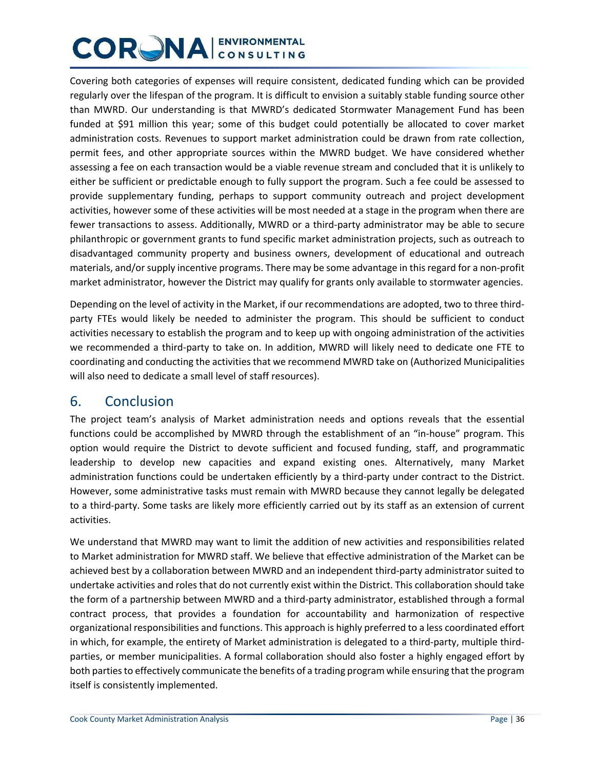Covering both categories of expenses will require consistent, dedicated funding which can be provided regularly over the lifespan of the program. It is difficult to envision a suitably stable funding source other than MWRD. Our understanding is that MWRD's dedicated Stormwater Management Fund has been funded at $91 million this year; some of this budget could potentially be allocated to cover market administration costs. Revenues to support market administration could be drawn from rate collection, permit fees, and other appropriate sources within the MWRD budget. We have considered whether assessing a fee on each transaction would be a viable revenue stream and concluded that it is unlikely to either be sufficient or predictable enough to fully support the program. Such a fee could be assessed to provide supplementary funding, perhaps to support community outreach and project development activities, however some of these activities will be most needed at a stage in the program when there are fewer transactions to assess. Additionally, MWRD or a third-party administrator may be able to secure philanthropic or government grants to fund specific market administration projects, such as outreach to disadvantaged community property and business owners, development of educational and outreach materials, and/or supply incentive programs. There may be some advantage in this regard for a non-profit market administrator, however the District may qualify for grants only available to stormwater agencies.

Depending on the level of activity in the Market, if our recommendations are adopted, two to three third-party FTEs would likely be needed to administer the program. This should be sufficient to conduct activities necessary to establish the program and to keep up with ongoing administration of the activities we recommended a third-party to take on. In addition, MWRD will likely need to dedicate one FTE to coordinating and conducting the activities that we recommend MWRD take on (Authorized Municipalities will also need to dedicate a small level of staff resources).

## 6. Conclusion

The project team's analysis of Market administration needs and options reveals that the essential functions could be accomplished by MWRD through the establishment of an "in-house" program. This option would require the District to devote sufficient and focused funding, staff, and programmatic leadership to develop new capacities and expand existing ones. Alternatively, many Market administration functions could be undertaken efficiently by a third-party under contract to the District. However, some administrative tasks must remain with MWRD because they cannot legally be delegated to a third-party. Some tasks are likely more efficiently carried out by its staff as an extension of current activities.

We understand that MWRD may want to limit the addition of new activities and responsibilities related to Market administration for MWRD staff. We believe that effective administration of the Market can be achieved best by a collaboration between MWRD and an independent third-party administrator suited to undertake activities and roles that do not currently exist within the District. This collaboration should take the form of a partnership between MWRD and a third-party administrator, established through a formal contract process, that provides a foundation for accountability and harmonization of respective organizational responsibilities and functions. This approach is highly preferred to a less coordinated effort in which, for example, the entirety of Market administration is delegated to a third-party, multiple third-parties, or member municipalities. A formal collaboration should also foster a highly engaged effort by both parties to effectively communicate the benefits of a trading program while ensuring that the program itself is consistently implemented.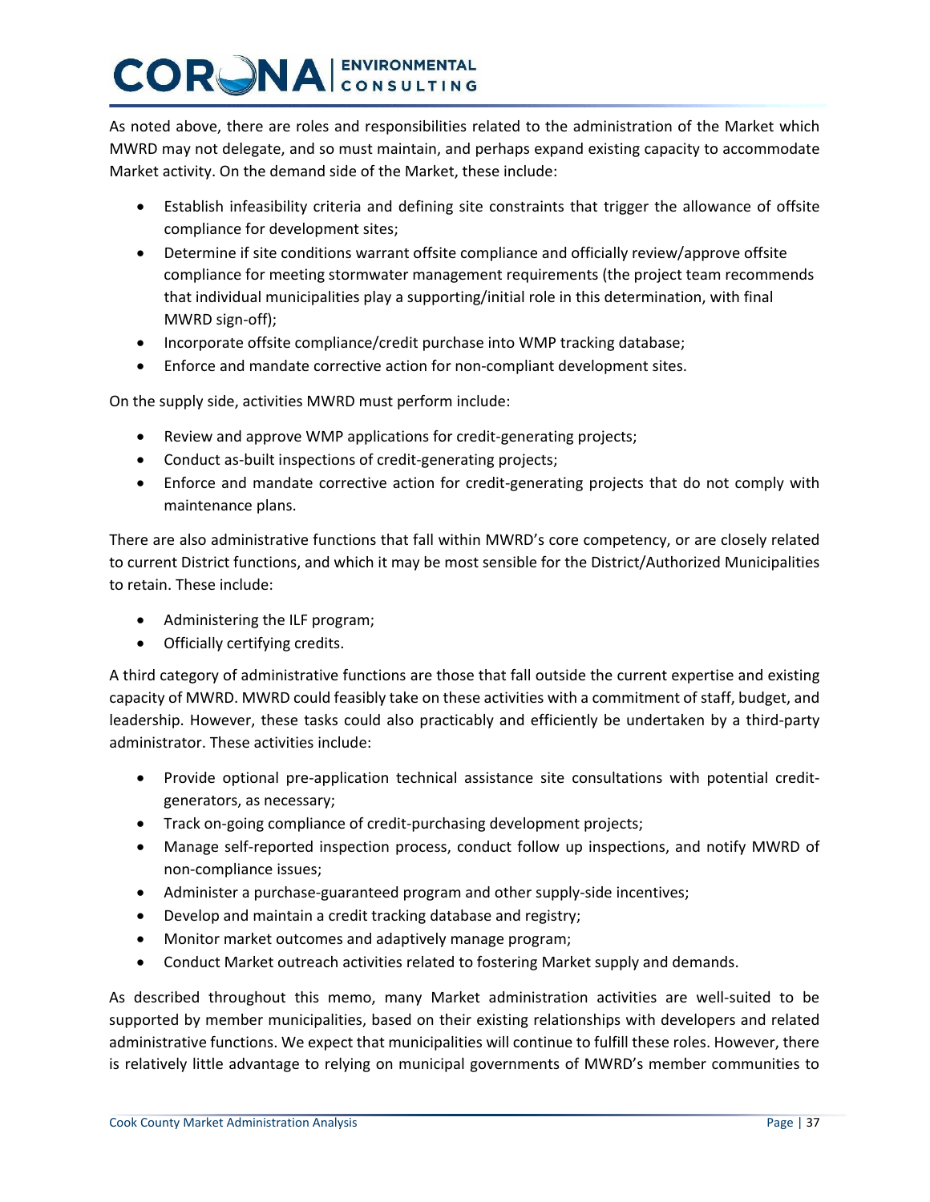As noted above, there are roles and responsibilities related to the administration of the Market which MWRD may not delegate, and so must maintain, and perhaps expand existing capacity to accommodate Market activity. On the demand side of the Market, these include:

- Establish infeasibility criteria and defining site constraints that trigger the allowance of offsite compliance for development sites;
- Determine if site conditions warrant offsite compliance and officially review/approve offsite compliance for meeting stormwater management requirements (the project team recommends that individual municipalities play a supporting/initial role in this determination, with final MWRD sign-off);
- Incorporate offsite compliance/credit purchase into WMP tracking database;
- Enforce and mandate corrective action for non-compliant development sites.

On the supply side, activities MWRD must perform include:

- Review and approve WMP applications for credit-generating projects;
- Conduct as-built inspections of credit-generating projects;
- Enforce and mandate corrective action for credit-generating projects that do not comply with maintenance plans.

There are also administrative functions that fall within MWRD's core competency, or are closely related to current District functions, and which it may be most sensible for the District/Authorized Municipalities to retain. These include:

- Administering the ILF program;
- Officially certifying credits.

A third category of administrative functions are those that fall outside the current expertise and existing capacity of MWRD. MWRD could feasibly take on these activities with a commitment of staff, budget, and leadership. However, these tasks could also practicably and efficiently be undertaken by a third-party administrator. These activities include:

- Provide optional pre-application technical assistance site consultations with potential credit-generators, as necessary;
- Track on-going compliance of credit-purchasing development projects;
- Manage self-reported inspection process, conduct follow up inspections, and notify MWRD of non-compliance issues;
- Administer a purchase-guaranteed program and other supply-side incentives;
- Develop and maintain a credit tracking database and registry;
- Monitor market outcomes and adaptively manage program;
- Conduct Market outreach activities related to fostering Market supply and demands.

As described throughout this memo, many Market administration activities are well-suited to be supported by member municipalities, based on their existing relationships with developers and related administrative functions. We expect that municipalities will continue to fulfill these roles. However, there is relatively little advantage to relying on municipal governments of MWRD's member communities to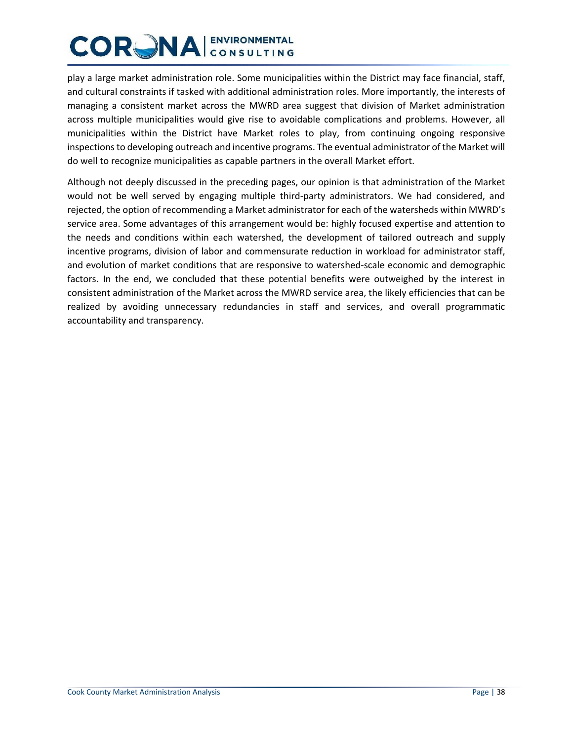play a large market administration role. Some municipalities within the District may face financial, staff, and cultural constraints if tasked with additional administration roles. More importantly, the interests of managing a consistent market across the MWRD area suggest that division of Market administration across multiple municipalities would give rise to avoidable complications and problems. However, all municipalities within the District have Market roles to play, from continuing ongoing responsive inspections to developing outreach and incentive programs. The eventual administrator of the Market will do well to recognize municipalities as capable partners in the overall Market effort.

Although not deeply discussed in the preceding pages, our opinion is that administration of the Market would not be well served by engaging multiple third-party administrators. We had considered, and rejected, the option of recommending a Market administrator for each of the watersheds within MWRD's service area. Some advantages of this arrangement would be: highly focused expertise and attention to the needs and conditions within each watershed, the development of tailored outreach and supply incentive programs, division of labor and commensurate reduction in workload for administrator staff, and evolution of market conditions that are responsive to watershed-scale economic and demographic factors. In the end, we concluded that these potential benefits were outweighed by the interest in consistent administration of the Market across the MWRD service area, the likely efficiencies that can be realized by avoiding unnecessary redundancies in staff and services, and overall programmatic accountability and transparency.